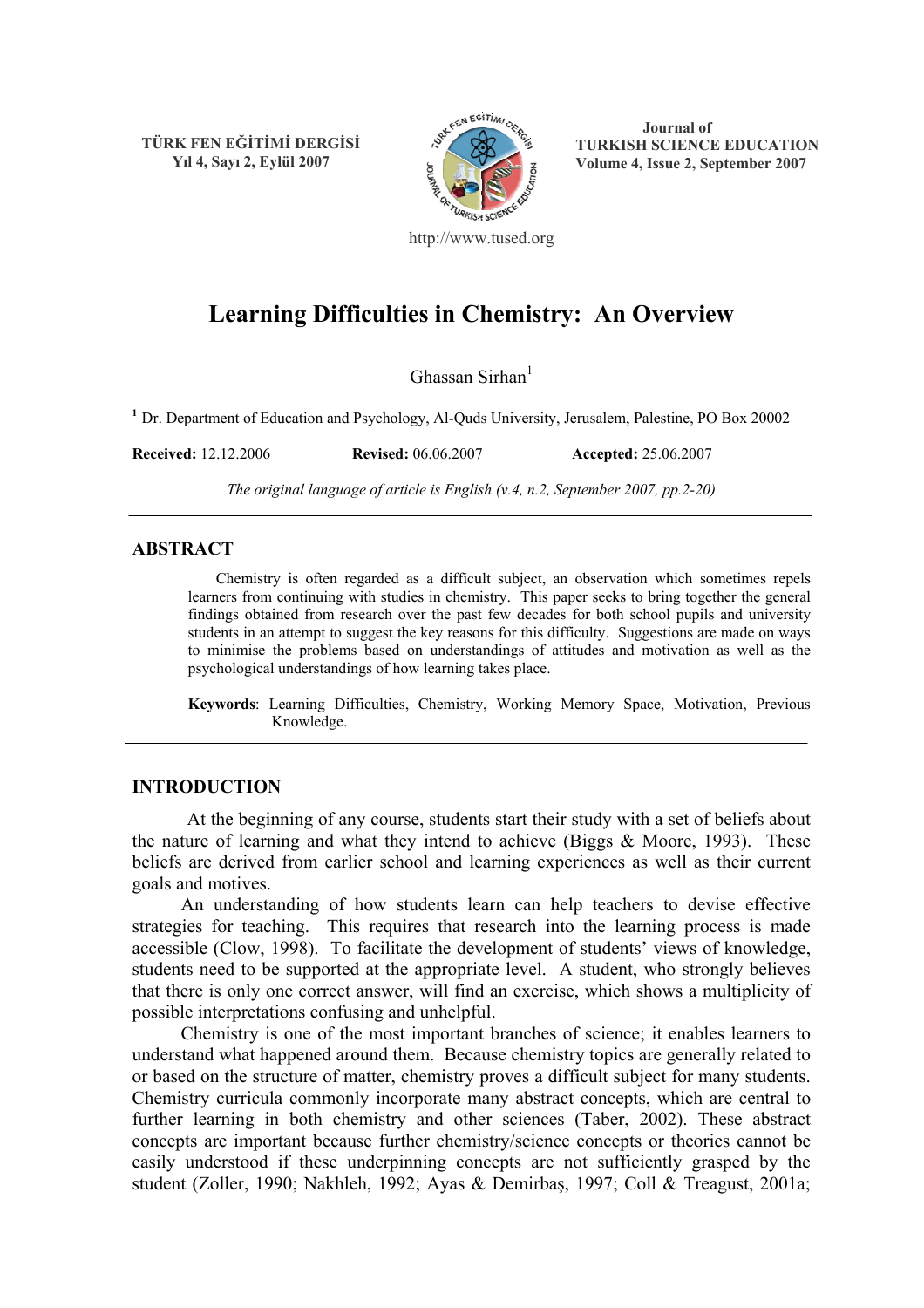TÜRK FEN EĞİTİMİ DERGİSİ
Yıl 4, Sayı 2, Eylül 2007

Journal of
TURKISH SCIENCE EDUCATION
Volume 4, Issue 2, September 2007

http://www.tused.org

# Learning Difficulties in Chemistry: An Overview

Ghassan Sirhan[1]

[1] Dr. Department of Education and Psychology, Al-Quds University, Jerusalem, Palestine, PO Box 20002

**Received:** 12.12.2006 **Revised:** 06.06.2007 **Accepted:** 25.06.2007

*The original language of article is English (v.4, n.2, September 2007, pp.2-20)*

## ABSTRACT

Chemistry is often regarded as a difficult subject, an observation which sometimes repels learners from continuing with studies in chemistry. This paper seeks to bring together the general findings obtained from research over the past few decades for both school pupils and university students in an attempt to suggest the key reasons for this difficulty. Suggestions are made on ways to minimise the problems based on understandings of attitudes and motivation as well as the psychological understandings of how learning takes place.

**Keywords**: Learning Difficulties, Chemistry, Working Memory Space, Motivation, Previous Knowledge.

## INTRODUCTION

At the beginning of any course, students start their study with a set of beliefs about the nature of learning and what they intend to achieve (Biggs & Moore, 1993). These beliefs are derived from earlier school and learning experiences as well as their current goals and motives.

An understanding of how students learn can help teachers to devise effective strategies for teaching. This requires that research into the learning process is made accessible (Clow, 1998). To facilitate the development of students' views of knowledge, students need to be supported at the appropriate level. A student, who strongly believes that there is only one correct answer, will find an exercise, which shows a multiplicity of possible interpretations confusing and unhelpful.

Chemistry is one of the most important branches of science; it enables learners to understand what happened around them. Because chemistry topics are generally related to or based on the structure of matter, chemistry proves a difficult subject for many students. Chemistry curricula commonly incorporate many abstract concepts, which are central to further learning in both chemistry and other sciences (Taber, 2002). These abstract concepts are important because further chemistry/science concepts or theories cannot be easily understood if these underpinning concepts are not sufficiently grasped by the student (Zoller, 1990; Nakhleh, 1992; Ayas & Demirbaş, 1997; Coll & Treagust, 2001a;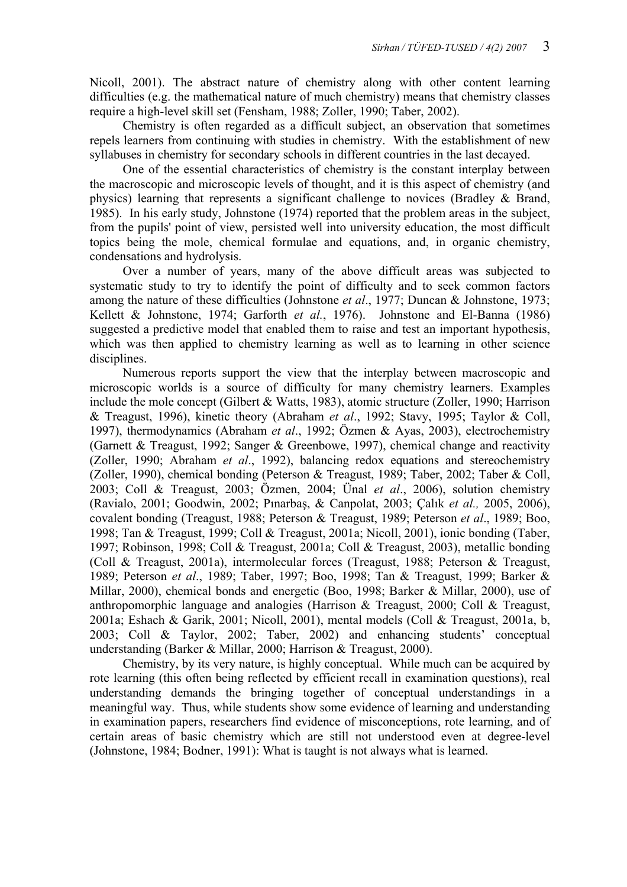Nicoll, 2001). The abstract nature of chemistry along with other content learning difficulties (e.g. the mathematical nature of much chemistry) means that chemistry classes require a high-level skill set (Fensham, 1988; Zoller, 1990; Taber, 2002).

Chemistry is often regarded as a difficult subject, an observation that sometimes repels learners from continuing with studies in chemistry. With the establishment of new syllabuses in chemistry for secondary schools in different countries in the last decayed.

One of the essential characteristics of chemistry is the constant interplay between the macroscopic and microscopic levels of thought, and it is this aspect of chemistry (and physics) learning that represents a significant challenge to novices (Bradley & Brand, 1985). In his early study, Johnstone (1974) reported that the problem areas in the subject, from the pupils' point of view, persisted well into university education, the most difficult topics being the mole, chemical formulae and equations, and, in organic chemistry, condensations and hydrolysis.

Over a number of years, many of the above difficult areas was subjected to systematic study to try to identify the point of difficulty and to seek common factors among the nature of these difficulties (Johnstone *et al*., 1977; Duncan & Johnstone, 1973; Kellett & Johnstone, 1974; Garforth *et al.*, 1976). Johnstone and El-Banna (1986) suggested a predictive model that enabled them to raise and test an important hypothesis, which was then applied to chemistry learning as well as to learning in other science disciplines.

Numerous reports support the view that the interplay between macroscopic and microscopic worlds is a source of difficulty for many chemistry learners. Examples include the mole concept (Gilbert & Watts, 1983), atomic structure (Zoller, 1990; Harrison & Treagust, 1996), kinetic theory (Abraham *et al*., 1992; Stavy, 1995; Taylor & Coll, 1997), thermodynamics (Abraham *et al*., 1992; Özmen & Ayas, 2003), electrochemistry (Garnett & Treagust, 1992; Sanger & Greenbowe, 1997), chemical change and reactivity (Zoller, 1990; Abraham *et al*., 1992), balancing redox equations and stereochemistry (Zoller, 1990), chemical bonding (Peterson & Treagust, 1989; Taber, 2002; Taber & Coll, 2003; Coll & Treagust, 2003; Özmen, 2004; Ünal *et al*., 2006), solution chemistry (Ravialo, 2001; Goodwin, 2002; Pınarbaş, & Canpolat, 2003; Çalık *et al.,* 2005, 2006), covalent bonding (Treagust, 1988; Peterson & Treagust, 1989; Peterson *et al*., 1989; Boo, 1998; Tan & Treagust, 1999; Coll & Treagust, 2001a; Nicoll, 2001), ionic bonding (Taber, 1997; Robinson, 1998; Coll & Treagust, 2001a; Coll & Treagust, 2003), metallic bonding (Coll & Treagust, 2001a), intermolecular forces (Treagust, 1988; Peterson & Treagust, 1989; Peterson *et al*., 1989; Taber, 1997; Boo, 1998; Tan & Treagust, 1999; Barker & Millar, 2000), chemical bonds and energetic (Boo, 1998; Barker & Millar, 2000), use of anthropomorphic language and analogies (Harrison & Treagust, 2000; Coll & Treagust, 2001a; Eshach & Garik, 2001; Nicoll, 2001), mental models (Coll & Treagust, 2001a, b, 2003; Coll & Taylor, 2002; Taber, 2002) and enhancing students' conceptual understanding (Barker & Millar, 2000; Harrison & Treagust, 2000).

Chemistry, by its very nature, is highly conceptual. While much can be acquired by rote learning (this often being reflected by efficient recall in examination questions), real understanding demands the bringing together of conceptual understandings in a meaningful way. Thus, while students show some evidence of learning and understanding in examination papers, researchers find evidence of misconceptions, rote learning, and of certain areas of basic chemistry which are still not understood even at degree-level (Johnstone, 1984; Bodner, 1991): What is taught is not always what is learned.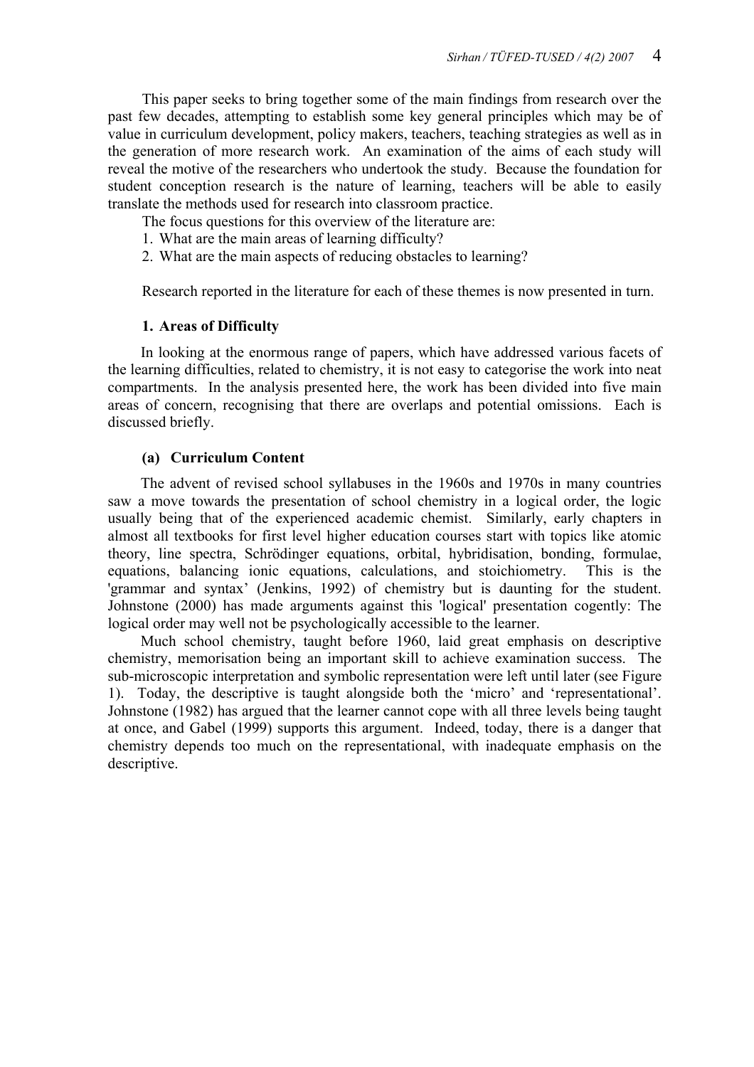This paper seeks to bring together some of the main findings from research over the past few decades, attempting to establish some key general principles which may be of value in curriculum development, policy makers, teachers, teaching strategies as well as in the generation of more research work. An examination of the aims of each study will reveal the motive of the researchers who undertook the study. Because the foundation for student conception research is the nature of learning, teachers will be able to easily translate the methods used for research into classroom practice.

The focus questions for this overview of the literature are:

1. What are the main areas of learning difficulty?
2. What are the main aspects of reducing obstacles to learning?

Research reported in the literature for each of these themes is now presented in turn.

## 1. Areas of Difficulty

In looking at the enormous range of papers, which have addressed various facets of the learning difficulties, related to chemistry, it is not easy to categorise the work into neat compartments. In the analysis presented here, the work has been divided into five main areas of concern, recognising that there are overlaps and potential omissions. Each is discussed briefly.

### (a) Curriculum Content

The advent of revised school syllabuses in the 1960s and 1970s in many countries saw a move towards the presentation of school chemistry in a logical order, the logic usually being that of the experienced academic chemist. Similarly, early chapters in almost all textbooks for first level higher education courses start with topics like atomic theory, line spectra, Schrödinger equations, orbital, hybridisation, bonding, formulae, equations, balancing ionic equations, calculations, and stoichiometry. This is the 'grammar and syntax' (Jenkins, 1992) of chemistry but is daunting for the student. Johnstone (2000) has made arguments against this 'logical' presentation cogently: The logical order may well not be psychologically accessible to the learner.

Much school chemistry, taught before 1960, laid great emphasis on descriptive chemistry, memorisation being an important skill to achieve examination success. The sub-microscopic interpretation and symbolic representation were left until later (see Figure 1). Today, the descriptive is taught alongside both the 'micro' and 'representational'. Johnstone (1982) has argued that the learner cannot cope with all three levels being taught at once, and Gabel (1999) supports this argument. Indeed, today, there is a danger that chemistry depends too much on the representational, with inadequate emphasis on the descriptive.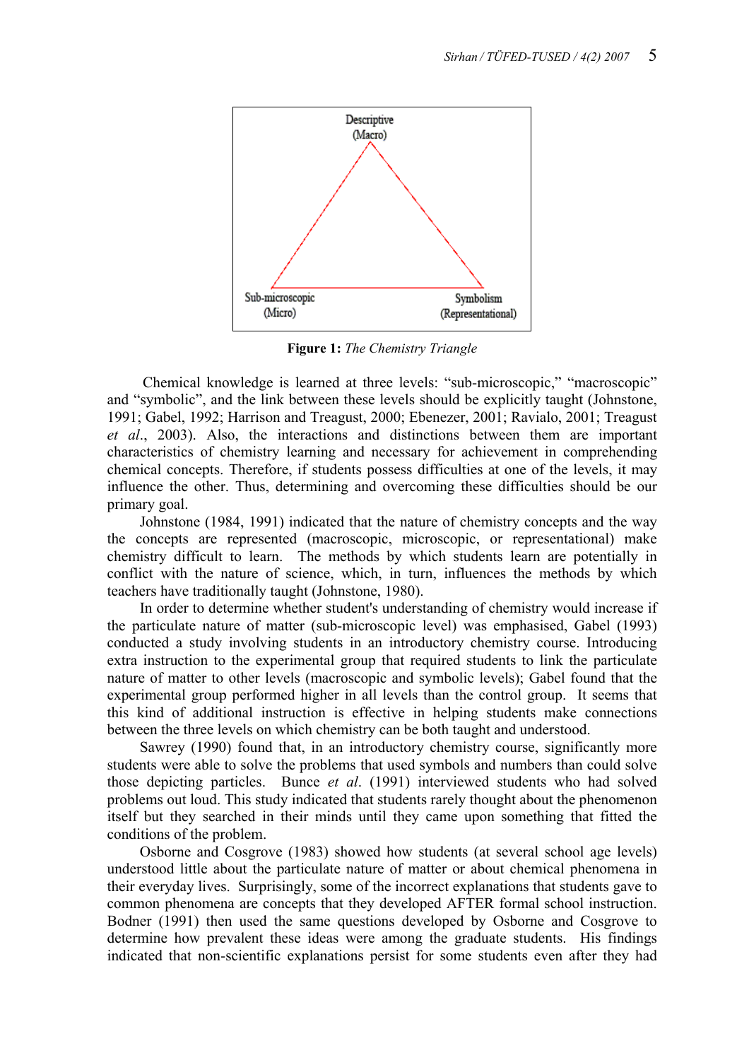Descriptive (Macro)

Sub-microscopic (Micro)

Symbolism (Representational)

**Figure 1:** *The Chemistry Triangle*

Chemical knowledge is learned at three levels: "sub-microscopic," "macroscopic" and "symbolic", and the link between these levels should be explicitly taught (Johnstone, 1991; Gabel, 1992; Harrison and Treagust, 2000; Ebenezer, 2001; Ravialo, 2001; Treagust *et al*., 2003). Also, the interactions and distinctions between them are important characteristics of chemistry learning and necessary for achievement in comprehending chemical concepts. Therefore, if students possess difficulties at one of the levels, it may influence the other. Thus, determining and overcoming these difficulties should be our primary goal.

Johnstone (1984, 1991) indicated that the nature of chemistry concepts and the way the concepts are represented (macroscopic, microscopic, or representational) make chemistry difficult to learn. The methods by which students learn are potentially in conflict with the nature of science, which, in turn, influences the methods by which teachers have traditionally taught (Johnstone, 1980).

In order to determine whether student's understanding of chemistry would increase if the particulate nature of matter (sub-microscopic level) was emphasised, Gabel (1993) conducted a study involving students in an introductory chemistry course. Introducing extra instruction to the experimental group that required students to link the particulate nature of matter to other levels (macroscopic and symbolic levels); Gabel found that the experimental group performed higher in all levels than the control group. It seems that this kind of additional instruction is effective in helping students make connections between the three levels on which chemistry can be both taught and understood.

Sawrey (1990) found that, in an introductory chemistry course, significantly more students were able to solve the problems that used symbols and numbers than could solve those depicting particles. Bunce *et al*. (1991) interviewed students who had solved problems out loud. This study indicated that students rarely thought about the phenomenon itself but they searched in their minds until they came upon something that fitted the conditions of the problem.

Osborne and Cosgrove (1983) showed how students (at several school age levels) understood little about the particulate nature of matter or about chemical phenomena in their everyday lives. Surprisingly, some of the incorrect explanations that students gave to common phenomena are concepts that they developed AFTER formal school instruction. Bodner (1991) then used the same questions developed by Osborne and Cosgrove to determine how prevalent these ideas were among the graduate students. His findings indicated that non-scientific explanations persist for some students even after they had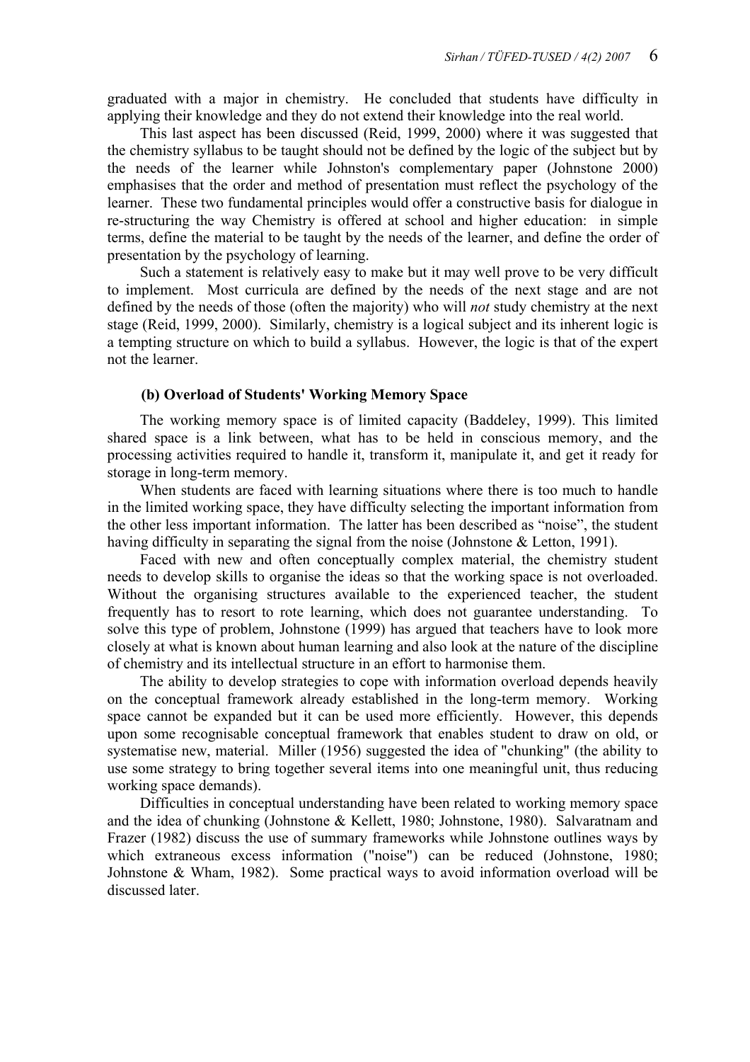graduated with a major in chemistry. He concluded that students have difficulty in applying their knowledge and they do not extend their knowledge into the real world.

This last aspect has been discussed (Reid, 1999, 2000) where it was suggested that the chemistry syllabus to be taught should not be defined by the logic of the subject but by the needs of the learner while Johnston's complementary paper (Johnstone 2000) emphasises that the order and method of presentation must reflect the psychology of the learner. These two fundamental principles would offer a constructive basis for dialogue in re-structuring the way Chemistry is offered at school and higher education: in simple terms, define the material to be taught by the needs of the learner, and define the order of presentation by the psychology of learning.

Such a statement is relatively easy to make but it may well prove to be very difficult to implement. Most curricula are defined by the needs of the next stage and are not defined by the needs of those (often the majority) who will *not* study chemistry at the next stage (Reid, 1999, 2000). Similarly, chemistry is a logical subject and its inherent logic is a tempting structure on which to build a syllabus. However, the logic is that of the expert not the learner.

### (b) Overload of Students' Working Memory Space

The working memory space is of limited capacity (Baddeley, 1999). This limited shared space is a link between, what has to be held in conscious memory, and the processing activities required to handle it, transform it, manipulate it, and get it ready for storage in long-term memory.

When students are faced with learning situations where there is too much to handle in the limited working space, they have difficulty selecting the important information from the other less important information. The latter has been described as "noise", the student having difficulty in separating the signal from the noise (Johnstone & Letton, 1991).

Faced with new and often conceptually complex material, the chemistry student needs to develop skills to organise the ideas so that the working space is not overloaded. Without the organising structures available to the experienced teacher, the student frequently has to resort to rote learning, which does not guarantee understanding. To solve this type of problem, Johnstone (1999) has argued that teachers have to look more closely at what is known about human learning and also look at the nature of the discipline of chemistry and its intellectual structure in an effort to harmonise them.

The ability to develop strategies to cope with information overload depends heavily on the conceptual framework already established in the long-term memory. Working space cannot be expanded but it can be used more efficiently. However, this depends upon some recognisable conceptual framework that enables student to draw on old, or systematise new, material. Miller (1956) suggested the idea of "chunking" (the ability to use some strategy to bring together several items into one meaningful unit, thus reducing working space demands).

Difficulties in conceptual understanding have been related to working memory space and the idea of chunking (Johnstone & Kellett, 1980; Johnstone, 1980). Salvaratnam and Frazer (1982) discuss the use of summary frameworks while Johnstone outlines ways by which extraneous excess information ("noise") can be reduced (Johnstone, 1980; Johnstone & Wham, 1982). Some practical ways to avoid information overload will be discussed later.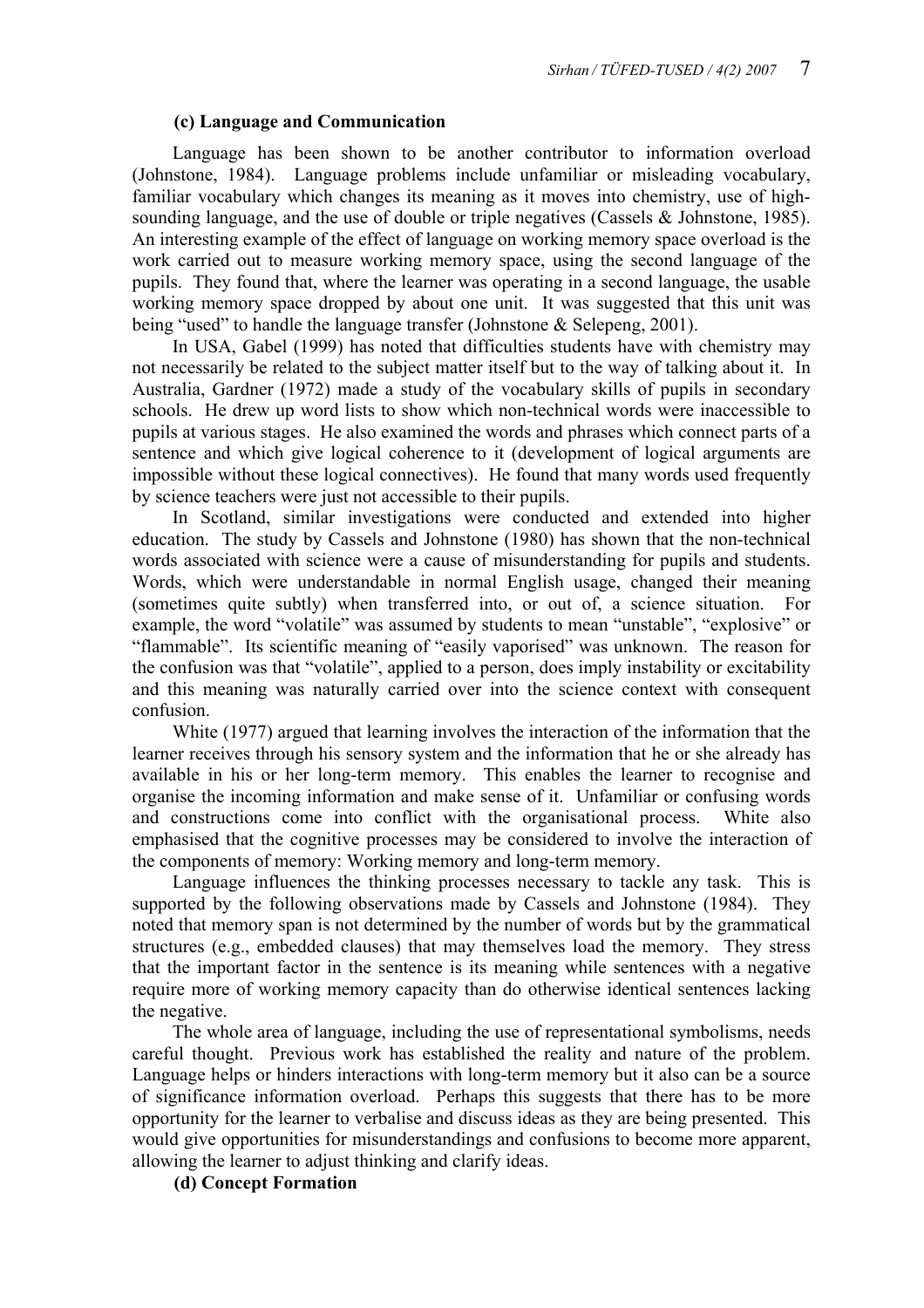### (c) Language and Communication

Language has been shown to be another contributor to information overload (Johnstone, 1984). Language problems include unfamiliar or misleading vocabulary, familiar vocabulary which changes its meaning as it moves into chemistry, use of high-sounding language, and the use of double or triple negatives (Cassels & Johnstone, 1985). An interesting example of the effect of language on working memory space overload is the work carried out to measure working memory space, using the second language of the pupils. They found that, where the learner was operating in a second language, the usable working memory space dropped by about one unit. It was suggested that this unit was being "used" to handle the language transfer (Johnstone & Selepeng, 2001).

In USA, Gabel (1999) has noted that difficulties students have with chemistry may not necessarily be related to the subject matter itself but to the way of talking about it. In Australia, Gardner (1972) made a study of the vocabulary skills of pupils in secondary schools. He drew up word lists to show which non-technical words were inaccessible to pupils at various stages. He also examined the words and phrases which connect parts of a sentence and which give logical coherence to it (development of logical arguments are impossible without these logical connectives). He found that many words used frequently by science teachers were just not accessible to their pupils.

In Scotland, similar investigations were conducted and extended into higher education. The study by Cassels and Johnstone (1980) has shown that the non-technical words associated with science were a cause of misunderstanding for pupils and students. Words, which were understandable in normal English usage, changed their meaning (sometimes quite subtly) when transferred into, or out of, a science situation. For example, the word "volatile" was assumed by students to mean "unstable", "explosive" or "flammable". Its scientific meaning of "easily vaporised" was unknown. The reason for the confusion was that "volatile", applied to a person, does imply instability or excitability and this meaning was naturally carried over into the science context with consequent confusion.

White (1977) argued that learning involves the interaction of the information that the learner receives through his sensory system and the information that he or she already has available in his or her long-term memory. This enables the learner to recognise and organise the incoming information and make sense of it. Unfamiliar or confusing words and constructions come into conflict with the organisational process. White also emphasised that the cognitive processes may be considered to involve the interaction of the components of memory: Working memory and long-term memory.

Language influences the thinking processes necessary to tackle any task. This is supported by the following observations made by Cassels and Johnstone (1984). They noted that memory span is not determined by the number of words but by the grammatical structures (e.g., embedded clauses) that may themselves load the memory. They stress that the important factor in the sentence is its meaning while sentences with a negative require more of working memory capacity than do otherwise identical sentences lacking the negative.

The whole area of language, including the use of representational symbolisms, needs careful thought. Previous work has established the reality and nature of the problem. Language helps or hinders interactions with long-term memory but it also can be a source of significance information overload. Perhaps this suggests that there has to be more opportunity for the learner to verbalise and discuss ideas as they are being presented. This would give opportunities for misunderstandings and confusions to become more apparent, allowing the learner to adjust thinking and clarify ideas.

### (d) Concept Formation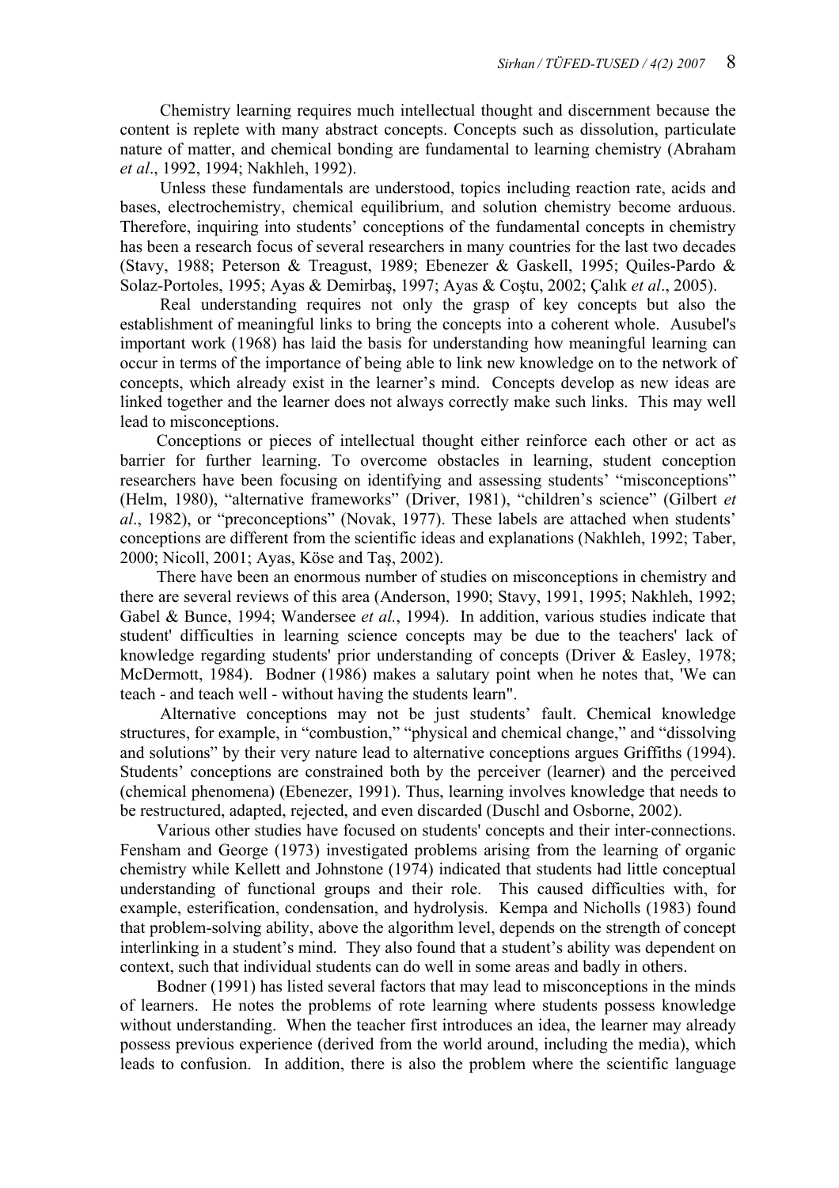Chemistry learning requires much intellectual thought and discernment because the content is replete with many abstract concepts. Concepts such as dissolution, particulate nature of matter, and chemical bonding are fundamental to learning chemistry (Abraham *et al*., 1992, 1994; Nakhleh, 1992).

Unless these fundamentals are understood, topics including reaction rate, acids and bases, electrochemistry, chemical equilibrium, and solution chemistry become arduous. Therefore, inquiring into students' conceptions of the fundamental concepts in chemistry has been a research focus of several researchers in many countries for the last two decades (Stavy, 1988; Peterson & Treagust, 1989; Ebenezer & Gaskell, 1995; Quiles-Pardo & Solaz-Portoles, 1995; Ayas & Demirbaş, 1997; Ayas & Coştu, 2002; Çalık *et al*., 2005).

Real understanding requires not only the grasp of key concepts but also the establishment of meaningful links to bring the concepts into a coherent whole. Ausubel's important work (1968) has laid the basis for understanding how meaningful learning can occur in terms of the importance of being able to link new knowledge on to the network of concepts, which already exist in the learner's mind. Concepts develop as new ideas are linked together and the learner does not always correctly make such links. This may well lead to misconceptions.

Conceptions or pieces of intellectual thought either reinforce each other or act as barrier for further learning. To overcome obstacles in learning, student conception researchers have been focusing on identifying and assessing students' "misconceptions" (Helm, 1980), "alternative frameworks" (Driver, 1981), "children's science" (Gilbert *et al*., 1982), or "preconceptions" (Novak, 1977). These labels are attached when students' conceptions are different from the scientific ideas and explanations (Nakhleh, 1992; Taber, 2000; Nicoll, 2001; Ayas, Köse and Taş, 2002).

There have been an enormous number of studies on misconceptions in chemistry and there are several reviews of this area (Anderson, 1990; Stavy, 1991, 1995; Nakhleh, 1992; Gabel & Bunce, 1994; Wandersee *et al.*, 1994). In addition, various studies indicate that student' difficulties in learning science concepts may be due to the teachers' lack of knowledge regarding students' prior understanding of concepts (Driver & Easley, 1978; McDermott, 1984). Bodner (1986) makes a salutary point when he notes that, 'We can teach - and teach well - without having the students learn".

Alternative conceptions may not be just students' fault. Chemical knowledge structures, for example, in "combustion," "physical and chemical change," and "dissolving and solutions" by their very nature lead to alternative conceptions argues Griffiths (1994). Students' conceptions are constrained both by the perceiver (learner) and the perceived (chemical phenomena) (Ebenezer, 1991). Thus, learning involves knowledge that needs to be restructured, adapted, rejected, and even discarded (Duschl and Osborne, 2002).

Various other studies have focused on students' concepts and their inter-connections. Fensham and George (1973) investigated problems arising from the learning of organic chemistry while Kellett and Johnstone (1974) indicated that students had little conceptual understanding of functional groups and their role. This caused difficulties with, for example, esterification, condensation, and hydrolysis. Kempa and Nicholls (1983) found that problem-solving ability, above the algorithm level, depends on the strength of concept interlinking in a student's mind. They also found that a student's ability was dependent on context, such that individual students can do well in some areas and badly in others.

Bodner (1991) has listed several factors that may lead to misconceptions in the minds of learners. He notes the problems of rote learning where students possess knowledge without understanding. When the teacher first introduces an idea, the learner may already possess previous experience (derived from the world around, including the media), which leads to confusion. In addition, there is also the problem where the scientific language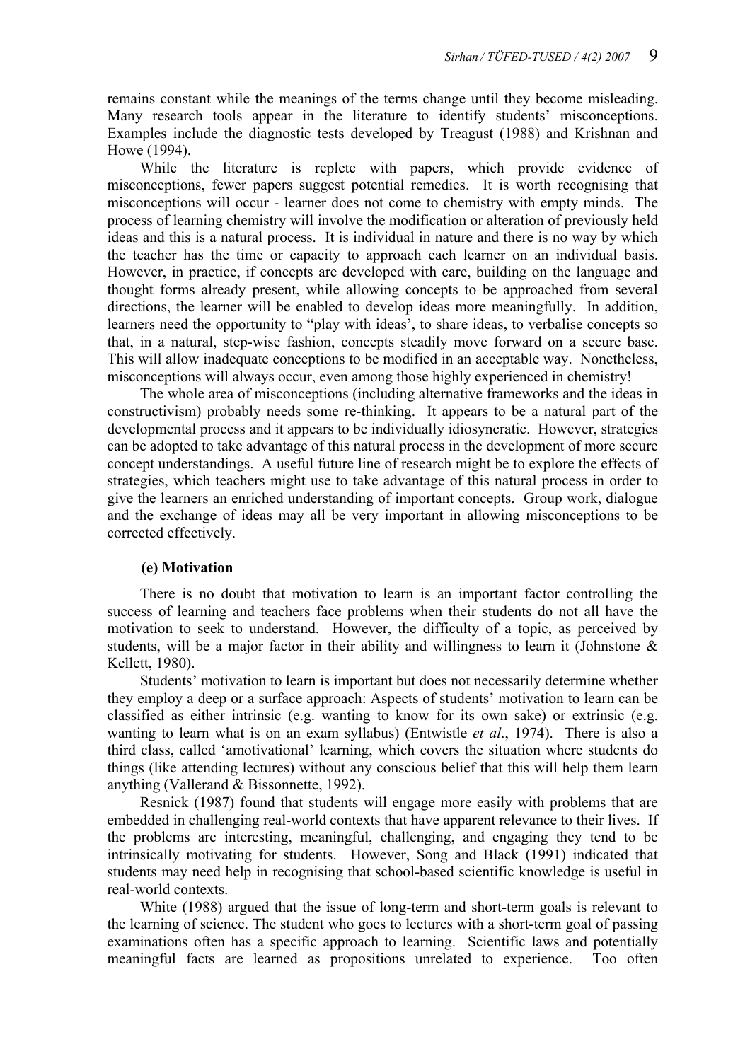remains constant while the meanings of the terms change until they become misleading. Many research tools appear in the literature to identify students' misconceptions. Examples include the diagnostic tests developed by Treagust (1988) and Krishnan and Howe (1994).

While the literature is replete with papers, which provide evidence of misconceptions, fewer papers suggest potential remedies. It is worth recognising that misconceptions will occur - learner does not come to chemistry with empty minds. The process of learning chemistry will involve the modification or alteration of previously held ideas and this is a natural process. It is individual in nature and there is no way by which the teacher has the time or capacity to approach each learner on an individual basis. However, in practice, if concepts are developed with care, building on the language and thought forms already present, while allowing concepts to be approached from several directions, the learner will be enabled to develop ideas more meaningfully. In addition, learners need the opportunity to "play with ideas', to share ideas, to verbalise concepts so that, in a natural, step-wise fashion, concepts steadily move forward on a secure base. This will allow inadequate conceptions to be modified in an acceptable way. Nonetheless, misconceptions will always occur, even among those highly experienced in chemistry!

The whole area of misconceptions (including alternative frameworks and the ideas in constructivism) probably needs some re-thinking. It appears to be a natural part of the developmental process and it appears to be individually idiosyncratic. However, strategies can be adopted to take advantage of this natural process in the development of more secure concept understandings. A useful future line of research might be to explore the effects of strategies, which teachers might use to take advantage of this natural process in order to give the learners an enriched understanding of important concepts. Group work, dialogue and the exchange of ideas may all be very important in allowing misconceptions to be corrected effectively.

### (e) Motivation

There is no doubt that motivation to learn is an important factor controlling the success of learning and teachers face problems when their students do not all have the motivation to seek to understand. However, the difficulty of a topic, as perceived by students, will be a major factor in their ability and willingness to learn it (Johnstone & Kellett, 1980).

Students' motivation to learn is important but does not necessarily determine whether they employ a deep or a surface approach: Aspects of students' motivation to learn can be classified as either intrinsic (e.g. wanting to know for its own sake) or extrinsic (e.g. wanting to learn what is on an exam syllabus) (Entwistle *et al*., 1974). There is also a third class, called 'amotivational' learning, which covers the situation where students do things (like attending lectures) without any conscious belief that this will help them learn anything (Vallerand & Bissonnette, 1992).

Resnick (1987) found that students will engage more easily with problems that are embedded in challenging real-world contexts that have apparent relevance to their lives. If the problems are interesting, meaningful, challenging, and engaging they tend to be intrinsically motivating for students. However, Song and Black (1991) indicated that students may need help in recognising that school-based scientific knowledge is useful in real-world contexts.

White (1988) argued that the issue of long-term and short-term goals is relevant to the learning of science. The student who goes to lectures with a short-term goal of passing examinations often has a specific approach to learning. Scientific laws and potentially meaningful facts are learned as propositions unrelated to experience. Too often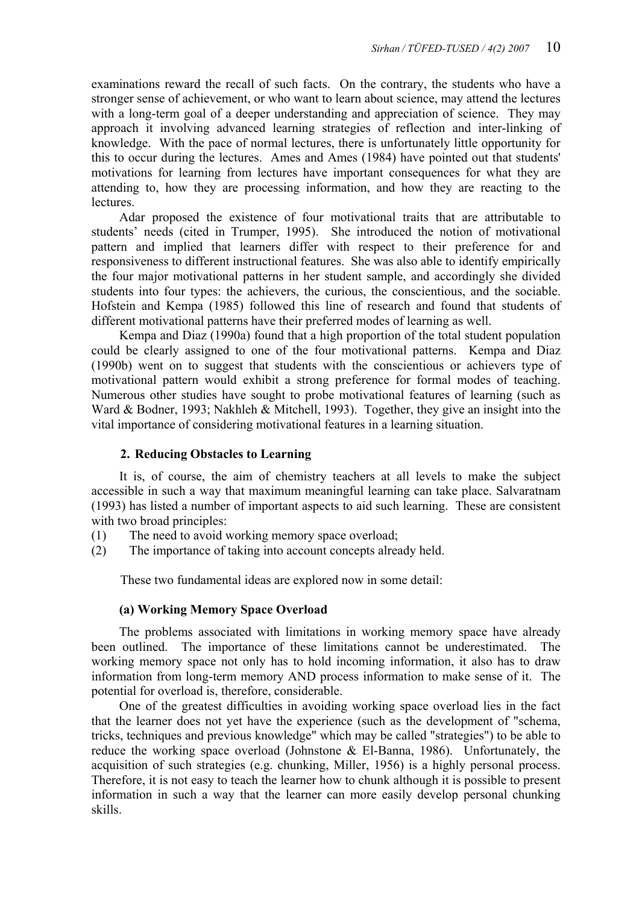examinations reward the recall of such facts. On the contrary, the students who have a stronger sense of achievement, or who want to learn about science, may attend the lectures with a long-term goal of a deeper understanding and appreciation of science. They may approach it involving advanced learning strategies of reflection and inter-linking of knowledge. With the pace of normal lectures, there is unfortunately little opportunity for this to occur during the lectures. Ames and Ames (1984) have pointed out that students' motivations for learning from lectures have important consequences for what they are attending to, how they are processing information, and how they are reacting to the lectures.

Adar proposed the existence of four motivational traits that are attributable to students' needs (cited in Trumper, 1995). She introduced the notion of motivational pattern and implied that learners differ with respect to their preference for and responsiveness to different instructional features. She was also able to identify empirically the four major motivational patterns in her student sample, and accordingly she divided students into four types: the achievers, the curious, the conscientious, and the sociable. Hofstein and Kempa (1985) followed this line of research and found that students of different motivational patterns have their preferred modes of learning as well.

Kempa and Diaz (1990a) found that a high proportion of the total student population could be clearly assigned to one of the four motivational patterns. Kempa and Diaz (1990b) went on to suggest that students with the conscientious or achievers type of motivational pattern would exhibit a strong preference for formal modes of teaching. Numerous other studies have sought to probe motivational features of learning (such as Ward & Bodner, 1993; Nakhleh & Mitchell, 1993). Together, they give an insight into the vital importance of considering motivational features in a learning situation.

## 2. Reducing Obstacles to Learning

It is, of course, the aim of chemistry teachers at all levels to make the subject accessible in such a way that maximum meaningful learning can take place. Salvaratnam (1993) has listed a number of important aspects to aid such learning. These are consistent with two broad principles:

(1) The need to avoid working memory space overload;
(2) The importance of taking into account concepts already held.

These two fundamental ideas are explored now in some detail:

### (a) Working Memory Space Overload

The problems associated with limitations in working memory space have already been outlined. The importance of these limitations cannot be underestimated. The working memory space not only has to hold incoming information, it also has to draw information from long-term memory AND process information to make sense of it. The potential for overload is, therefore, considerable.

One of the greatest difficulties in avoiding working space overload lies in the fact that the learner does not yet have the experience (such as the development of "schema, tricks, techniques and previous knowledge" which may be called "strategies") to be able to reduce the working space overload (Johnstone & El-Banna, 1986). Unfortunately, the acquisition of such strategies (e.g. chunking, Miller, 1956) is a highly personal process. Therefore, it is not easy to teach the learner how to chunk although it is possible to present information in such a way that the learner can more easily develop personal chunking skills.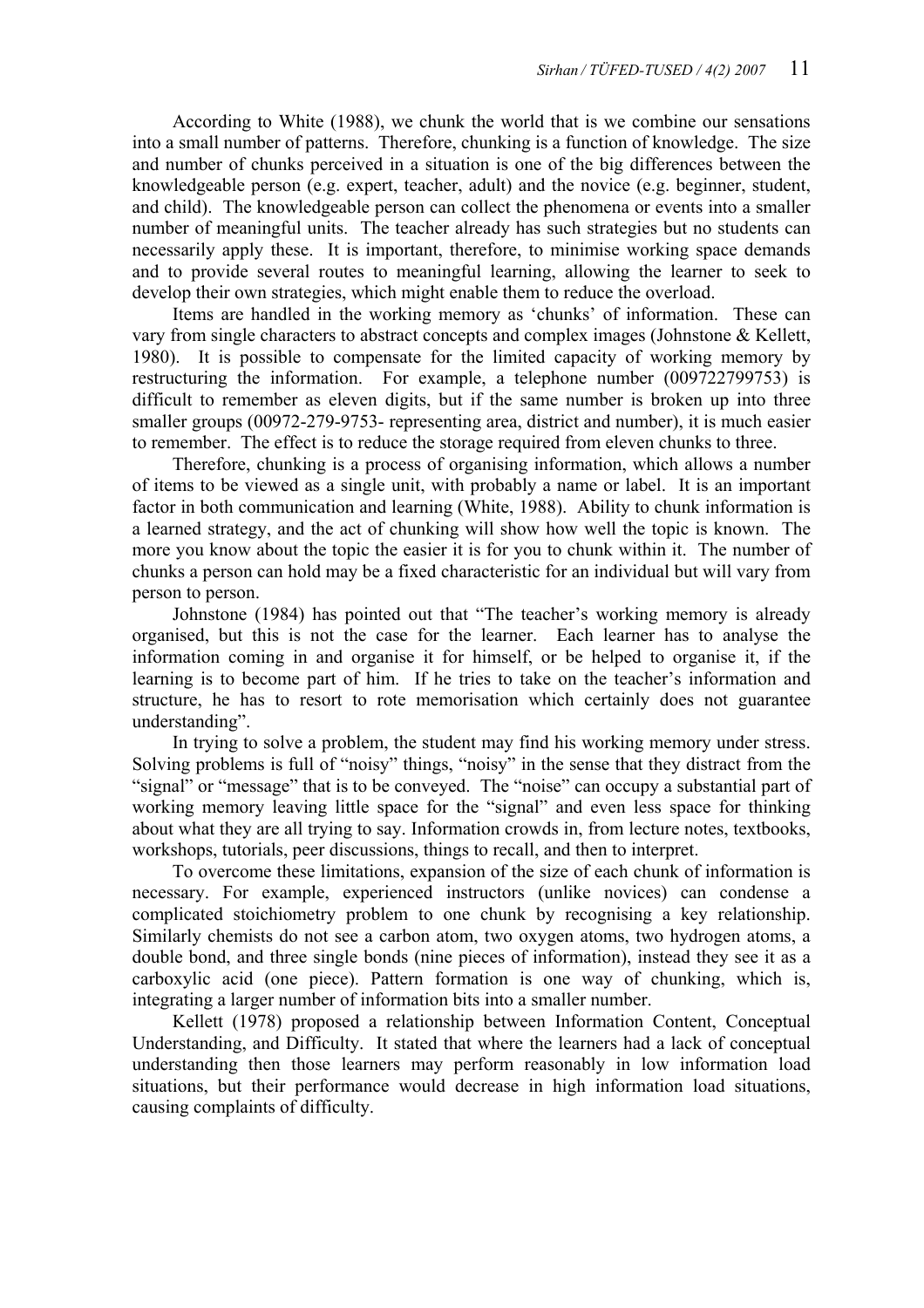According to White (1988), we chunk the world that is we combine our sensations into a small number of patterns. Therefore, chunking is a function of knowledge. The size and number of chunks perceived in a situation is one of the big differences between the knowledgeable person (e.g. expert, teacher, adult) and the novice (e.g. beginner, student, and child). The knowledgeable person can collect the phenomena or events into a smaller number of meaningful units. The teacher already has such strategies but no students can necessarily apply these. It is important, therefore, to minimise working space demands and to provide several routes to meaningful learning, allowing the learner to seek to develop their own strategies, which might enable them to reduce the overload.

Items are handled in the working memory as 'chunks' of information. These can vary from single characters to abstract concepts and complex images (Johnstone & Kellett, 1980). It is possible to compensate for the limited capacity of working memory by restructuring the information. For example, a telephone number (009722799753) is difficult to remember as eleven digits, but if the same number is broken up into three smaller groups (00972-279-9753- representing area, district and number), it is much easier to remember. The effect is to reduce the storage required from eleven chunks to three.

Therefore, chunking is a process of organising information, which allows a number of items to be viewed as a single unit, with probably a name or label. It is an important factor in both communication and learning (White, 1988). Ability to chunk information is a learned strategy, and the act of chunking will show how well the topic is known. The more you know about the topic the easier it is for you to chunk within it. The number of chunks a person can hold may be a fixed characteristic for an individual but will vary from person to person.

Johnstone (1984) has pointed out that "The teacher's working memory is already organised, but this is not the case for the learner. Each learner has to analyse the information coming in and organise it for himself, or be helped to organise it, if the learning is to become part of him. If he tries to take on the teacher's information and structure, he has to resort to rote memorisation which certainly does not guarantee understanding".

In trying to solve a problem, the student may find his working memory under stress. Solving problems is full of "noisy" things, "noisy" in the sense that they distract from the "signal" or "message" that is to be conveyed. The "noise" can occupy a substantial part of working memory leaving little space for the "signal" and even less space for thinking about what they are all trying to say. Information crowds in, from lecture notes, textbooks, workshops, tutorials, peer discussions, things to recall, and then to interpret.

To overcome these limitations, expansion of the size of each chunk of information is necessary. For example, experienced instructors (unlike novices) can condense a complicated stoichiometry problem to one chunk by recognising a key relationship. Similarly chemists do not see a carbon atom, two oxygen atoms, two hydrogen atoms, a double bond, and three single bonds (nine pieces of information), instead they see it as a carboxylic acid (one piece). Pattern formation is one way of chunking, which is, integrating a larger number of information bits into a smaller number.

Kellett (1978) proposed a relationship between Information Content, Conceptual Understanding, and Difficulty. It stated that where the learners had a lack of conceptual understanding then those learners may perform reasonably in low information load situations, but their performance would decrease in high information load situations, causing complaints of difficulty.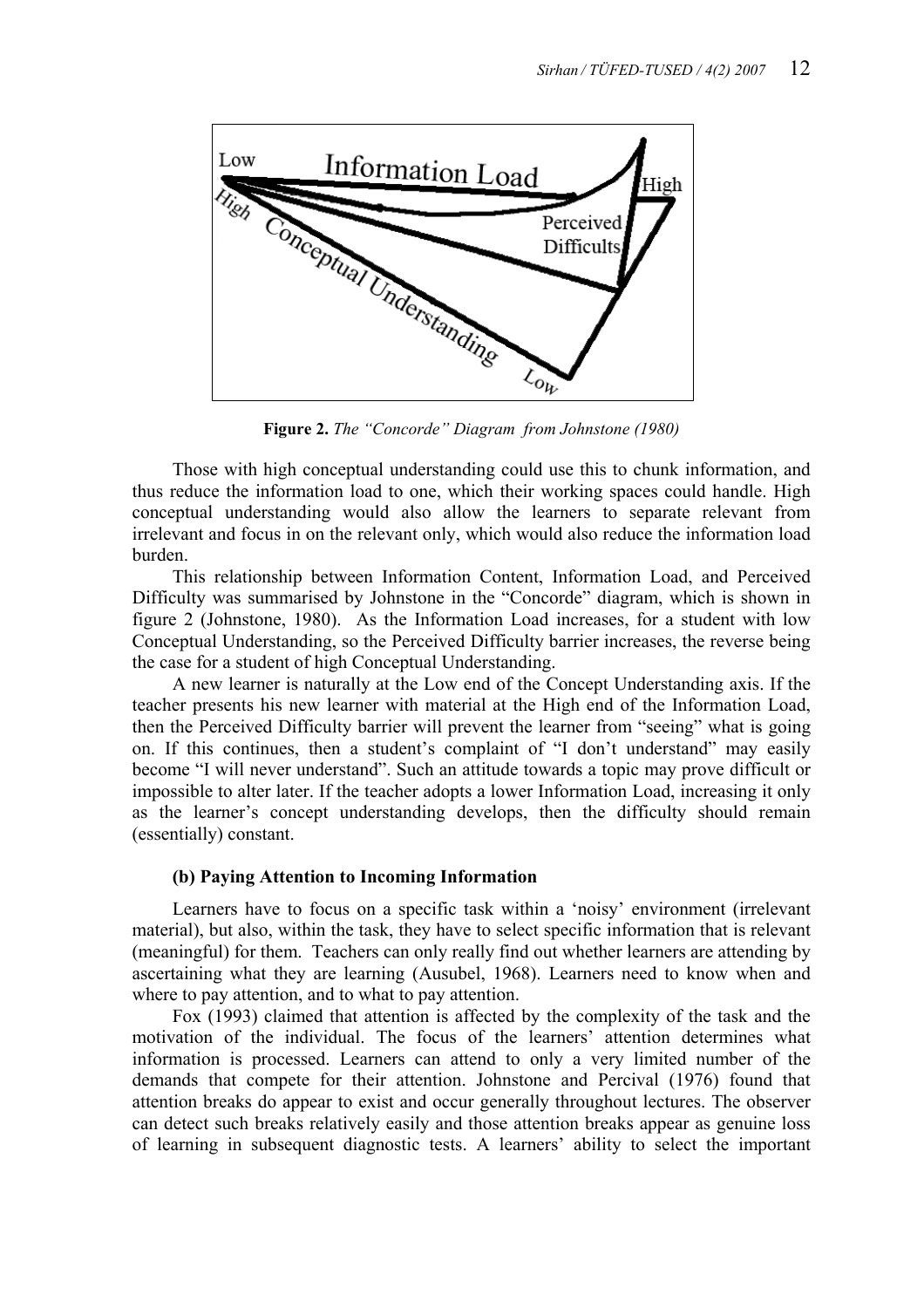**Figure 2.** *The "Concorde" Diagram from Johnstone (1980)*

Those with high conceptual understanding could use this to chunk information, and thus reduce the information load to one, which their working spaces could handle. High conceptual understanding would also allow the learners to separate relevant from irrelevant and focus in on the relevant only, which would also reduce the information load burden.

This relationship between Information Content, Information Load, and Perceived Difficulty was summarised by Johnstone in the "Concorde" diagram, which is shown in figure 2 (Johnstone, 1980). As the Information Load increases, for a student with low Conceptual Understanding, so the Perceived Difficulty barrier increases, the reverse being the case for a student of high Conceptual Understanding.

A new learner is naturally at the Low end of the Concept Understanding axis. If the teacher presents his new learner with material at the High end of the Information Load, then the Perceived Difficulty barrier will prevent the learner from "seeing" what is going on. If this continues, then a student's complaint of "I don't understand" may easily become "I will never understand". Such an attitude towards a topic may prove difficult or impossible to alter later. If the teacher adopts a lower Information Load, increasing it only as the learner's concept understanding develops, then the difficulty should remain (essentially) constant.

#### (b) Paying Attention to Incoming Information

Learners have to focus on a specific task within a 'noisy' environment (irrelevant material), but also, within the task, they have to select specific information that is relevant (meaningful) for them. Teachers can only really find out whether learners are attending by ascertaining what they are learning (Ausubel, 1968). Learners need to know when and where to pay attention, and to what to pay attention.

Fox (1993) claimed that attention is affected by the complexity of the task and the motivation of the individual. The focus of the learners' attention determines what information is processed. Learners can attend to only a very limited number of the demands that compete for their attention. Johnstone and Percival (1976) found that attention breaks do appear to exist and occur generally throughout lectures. The observer can detect such breaks relatively easily and those attention breaks appear as genuine loss of learning in subsequent diagnostic tests. A learners' ability to select the important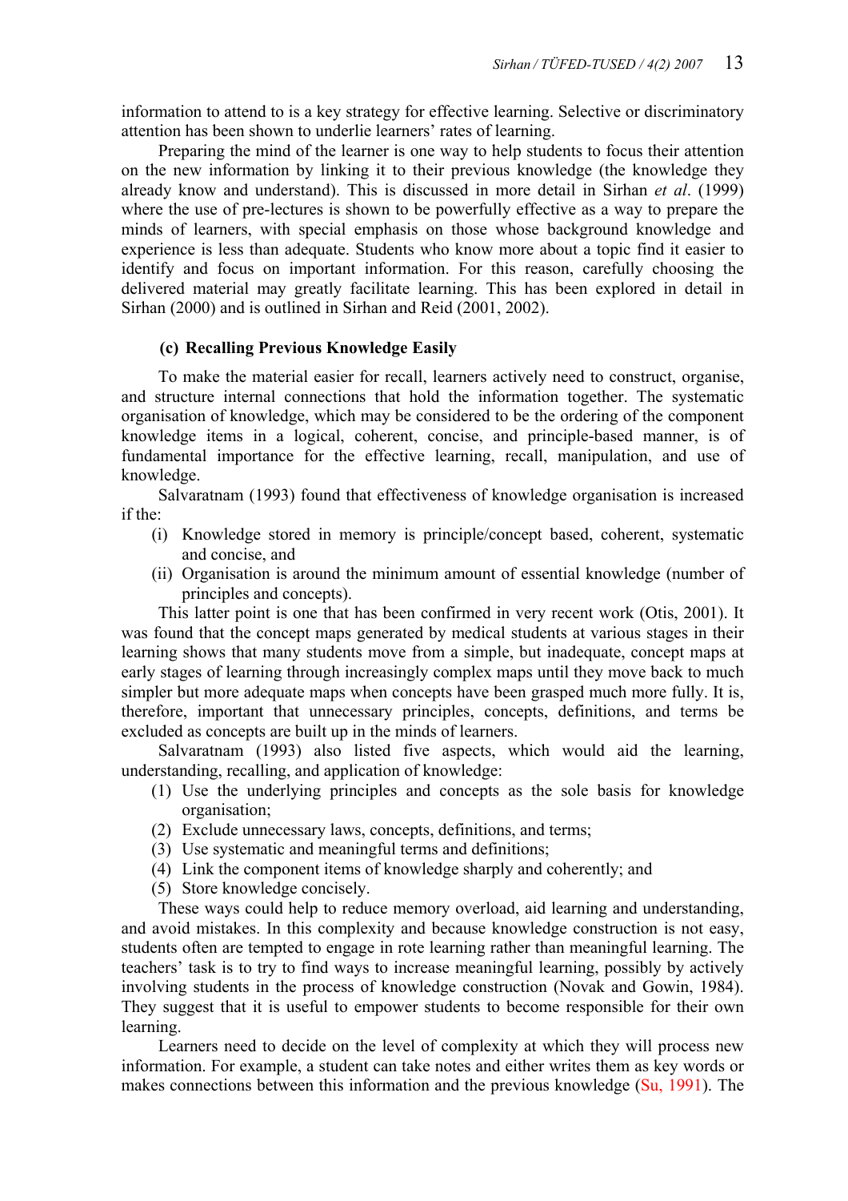information to attend to is a key strategy for effective learning. Selective or discriminatory attention has been shown to underlie learners' rates of learning.

Preparing the mind of the learner is one way to help students to focus their attention on the new information by linking it to their previous knowledge (the knowledge they already know and understand). This is discussed in more detail in Sirhan *et al*. (1999) where the use of pre-lectures is shown to be powerfully effective as a way to prepare the minds of learners, with special emphasis on those whose background knowledge and experience is less than adequate. Students who know more about a topic find it easier to identify and focus on important information. For this reason, carefully choosing the delivered material may greatly facilitate learning. This has been explored in detail in Sirhan (2000) and is outlined in Sirhan and Reid (2001, 2002).

### (c) Recalling Previous Knowledge Easily

To make the material easier for recall, learners actively need to construct, organise, and structure internal connections that hold the information together. The systematic organisation of knowledge, which may be considered to be the ordering of the component knowledge items in a logical, coherent, concise, and principle-based manner, is of fundamental importance for the effective learning, recall, manipulation, and use of knowledge.

Salvaratnam (1993) found that effectiveness of knowledge organisation is increased if the:

(i) Knowledge stored in memory is principle/concept based, coherent, systematic and concise, and

(ii) Organisation is around the minimum amount of essential knowledge (number of principles and concepts).

This latter point is one that has been confirmed in very recent work (Otis, 2001). It was found that the concept maps generated by medical students at various stages in their learning shows that many students move from a simple, but inadequate, concept maps at early stages of learning through increasingly complex maps until they move back to much simpler but more adequate maps when concepts have been grasped much more fully. It is, therefore, important that unnecessary principles, concepts, definitions, and terms be excluded as concepts are built up in the minds of learners.

Salvaratnam (1993) also listed five aspects, which would aid the learning, understanding, recalling, and application of knowledge:

1. Use the underlying principles and concepts as the sole basis for knowledge organisation;
2. Exclude unnecessary laws, concepts, definitions, and terms;
3. Use systematic and meaningful terms and definitions;
4. Link the component items of knowledge sharply and coherently; and
5. Store knowledge concisely.

These ways could help to reduce memory overload, aid learning and understanding, and avoid mistakes. In this complexity and because knowledge construction is not easy, students often are tempted to engage in rote learning rather than meaningful learning. The teachers' task is to try to find ways to increase meaningful learning, possibly by actively involving students in the process of knowledge construction (Novak and Gowin, 1984). They suggest that it is useful to empower students to become responsible for their own learning.

Learners need to decide on the level of complexity at which they will process new information. For example, a student can take notes and either writes them as key words or makes connections between this information and the previous knowledge (Su, 1991). The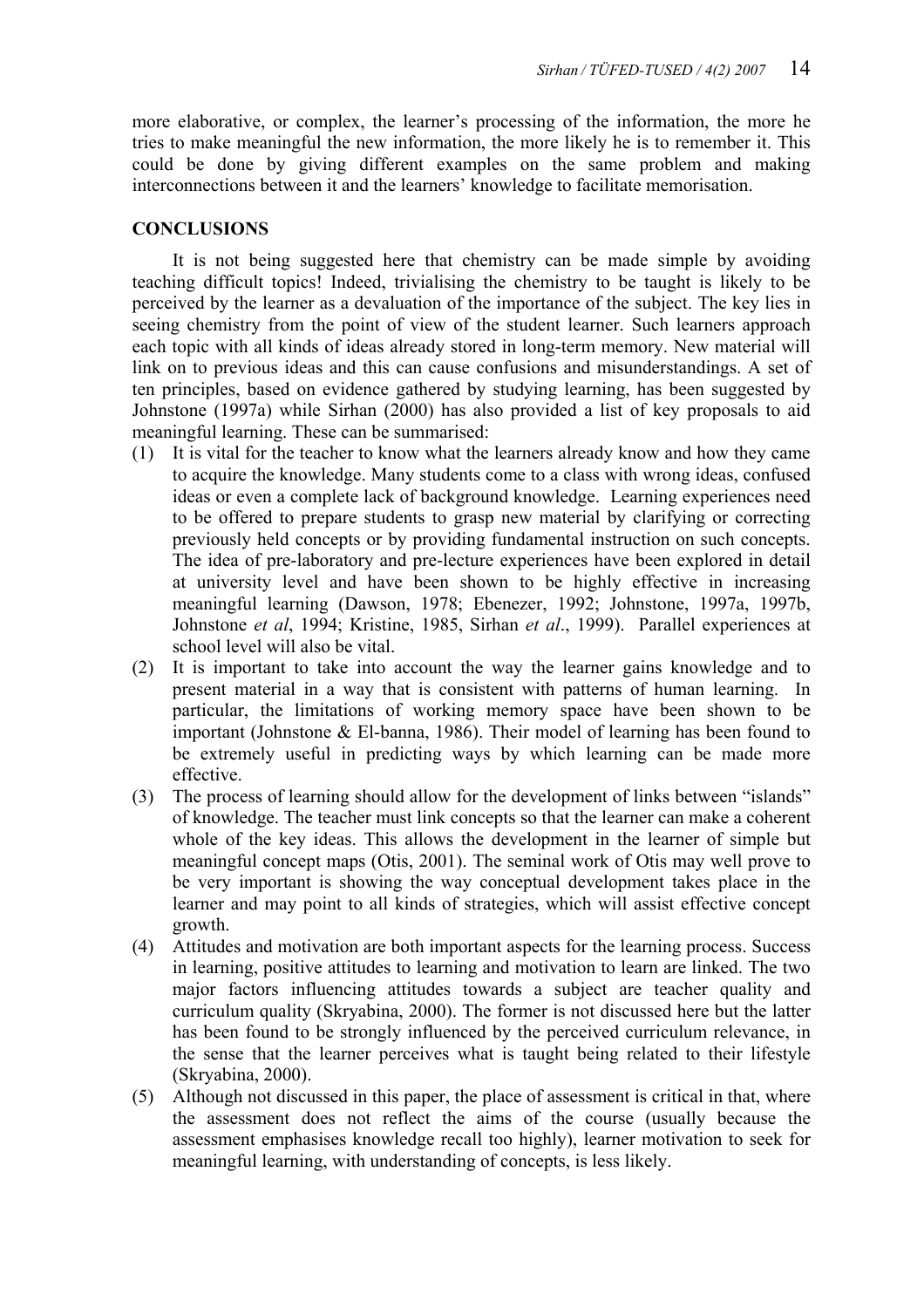more elaborative, or complex, the learner's processing of the information, the more he tries to make meaningful the new information, the more likely he is to remember it. This could be done by giving different examples on the same problem and making interconnections between it and the learners' knowledge to facilitate memorisation.

## CONCLUSIONS

It is not being suggested here that chemistry can be made simple by avoiding teaching difficult topics! Indeed, trivialising the chemistry to be taught is likely to be perceived by the learner as a devaluation of the importance of the subject. The key lies in seeing chemistry from the point of view of the student learner. Such learners approach each topic with all kinds of ideas already stored in long-term memory. New material will link on to previous ideas and this can cause confusions and misunderstandings. A set of ten principles, based on evidence gathered by studying learning, has been suggested by Johnstone (1997a) while Sirhan (2000) has also provided a list of key proposals to aid meaningful learning. These can be summarised:

(1) It is vital for the teacher to know what the learners already know and how they came to acquire the knowledge. Many students come to a class with wrong ideas, confused ideas or even a complete lack of background knowledge. Learning experiences need to be offered to prepare students to grasp new material by clarifying or correcting previously held concepts or by providing fundamental instruction on such concepts. The idea of pre-laboratory and pre-lecture experiences have been explored in detail at university level and have been shown to be highly effective in increasing meaningful learning (Dawson, 1978; Ebenezer, 1992; Johnstone, 1997a, 1997b, Johnstone *et al*, 1994; Kristine, 1985, Sirhan *et al*., 1999). Parallel experiences at school level will also be vital.

(2) It is important to take into account the way the learner gains knowledge and to present material in a way that is consistent with patterns of human learning. In particular, the limitations of working memory space have been shown to be important (Johnstone & El-banna, 1986). Their model of learning has been found to be extremely useful in predicting ways by which learning can be made more effective.

(3) The process of learning should allow for the development of links between "islands" of knowledge. The teacher must link concepts so that the learner can make a coherent whole of the key ideas. This allows the development in the learner of simple but meaningful concept maps (Otis, 2001). The seminal work of Otis may well prove to be very important is showing the way conceptual development takes place in the learner and may point to all kinds of strategies, which will assist effective concept growth.

(4) Attitudes and motivation are both important aspects for the learning process. Success in learning, positive attitudes to learning and motivation to learn are linked. The two major factors influencing attitudes towards a subject are teacher quality and curriculum quality (Skryabina, 2000). The former is not discussed here but the latter has been found to be strongly influenced by the perceived curriculum relevance, in the sense that the learner perceives what is taught being related to their lifestyle (Skryabina, 2000).

(5) Although not discussed in this paper, the place of assessment is critical in that, where the assessment does not reflect the aims of the course (usually because the assessment emphasises knowledge recall too highly), learner motivation to seek for meaningful learning, with understanding of concepts, is less likely.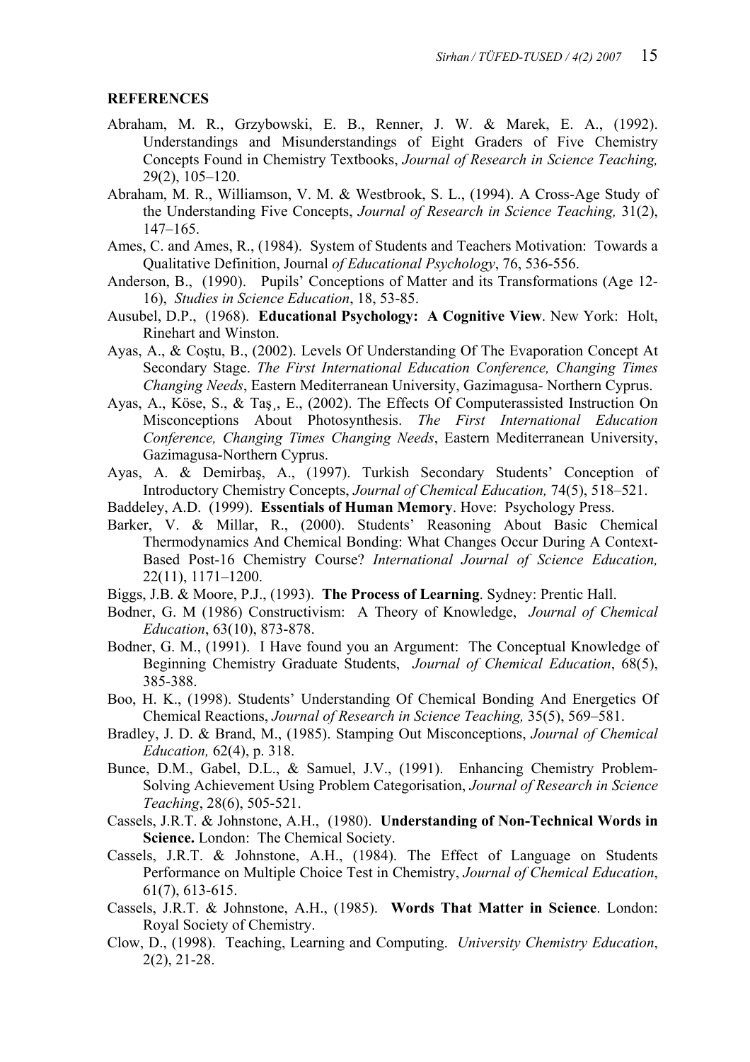**REFERENCES**

Abraham, M. R., Grzybowski, E. B., Renner, J. W. & Marek, E. A., (1992). Understandings and Misunderstandings of Eight Graders of Five Chemistry Concepts Found in Chemistry Textbooks, *Journal of Research in Science Teaching,* 29(2), 105–120.

Abraham, M. R., Williamson, V. M. & Westbrook, S. L., (1994). A Cross-Age Study of the Understanding Five Concepts, *Journal of Research in Science Teaching,* 31(2), 147–165.

Ames, C. and Ames, R., (1984). System of Students and Teachers Motivation: Towards a Qualitative Definition, Journal *of Educational Psychology*, 76, 536-556.

Anderson, B., (1990). Pupils' Conceptions of Matter and its Transformations (Age 12-16), *Studies in Science Education*, 18, 53-85.

Ausubel, D.P., (1968). **Educational Psychology: A Cognitive View**. New York: Holt, Rinehart and Winston.

Ayas, A., & Coştu, B., (2002). Levels Of Understanding Of The Evaporation Concept At Secondary Stage. *The First International Education Conference, Changing Times Changing Needs*, Eastern Mediterranean University, Gazimagusa- Northern Cyprus.

Ayas, A., Köse, S., & Taş¸, E., (2002). The Effects Of Computerassisted Instruction On Misconceptions About Photosynthesis. *The First International Education Conference, Changing Times Changing Needs*, Eastern Mediterranean University, Gazimagusa-Northern Cyprus.

Ayas, A. & Demirbaş, A., (1997). Turkish Secondary Students' Conception of Introductory Chemistry Concepts, *Journal of Chemical Education,* 74(5), 518–521.

Baddeley, A.D. (1999). **Essentials of Human Memory**. Hove: Psychology Press.

Barker, V. & Millar, R., (2000). Students' Reasoning About Basic Chemical Thermodynamics And Chemical Bonding: What Changes Occur During A Context-Based Post-16 Chemistry Course? *International Journal of Science Education,* 22(11), 1171–1200.

Biggs, J.B. & Moore, P.J., (1993). **The Process of Learning**. Sydney: Prentic Hall.

Bodner, G. M (1986) Constructivism: A Theory of Knowledge, *Journal of Chemical Education*, 63(10), 873-878.

Bodner, G. M., (1991). I Have found you an Argument: The Conceptual Knowledge of Beginning Chemistry Graduate Students, *Journal of Chemical Education*, 68(5), 385-388.

Boo, H. K., (1998). Students' Understanding Of Chemical Bonding And Energetics Of Chemical Reactions, *Journal of Research in Science Teaching,* 35(5), 569–581.

Bradley, J. D. & Brand, M., (1985). Stamping Out Misconceptions, *Journal of Chemical Education,* 62(4), p. 318.

Bunce, D.M., Gabel, D.L., & Samuel, J.V., (1991). Enhancing Chemistry Problem-Solving Achievement Using Problem Categorisation, *Journal of Research in Science Teaching*, 28(6), 505-521.

Cassels, J.R.T. & Johnstone, A.H., (1980). **Understanding of Non-Technical Words in Science.** London: The Chemical Society.

Cassels, J.R.T. & Johnstone, A.H., (1984). The Effect of Language on Students Performance on Multiple Choice Test in Chemistry, *Journal of Chemical Education*, 61(7), 613-615.

Cassels, J.R.T. & Johnstone, A.H., (1985). **Words That Matter in Science**. London: Royal Society of Chemistry.

Clow, D., (1998). Teaching, Learning and Computing. *University Chemistry Education*, 2(2), 21-28.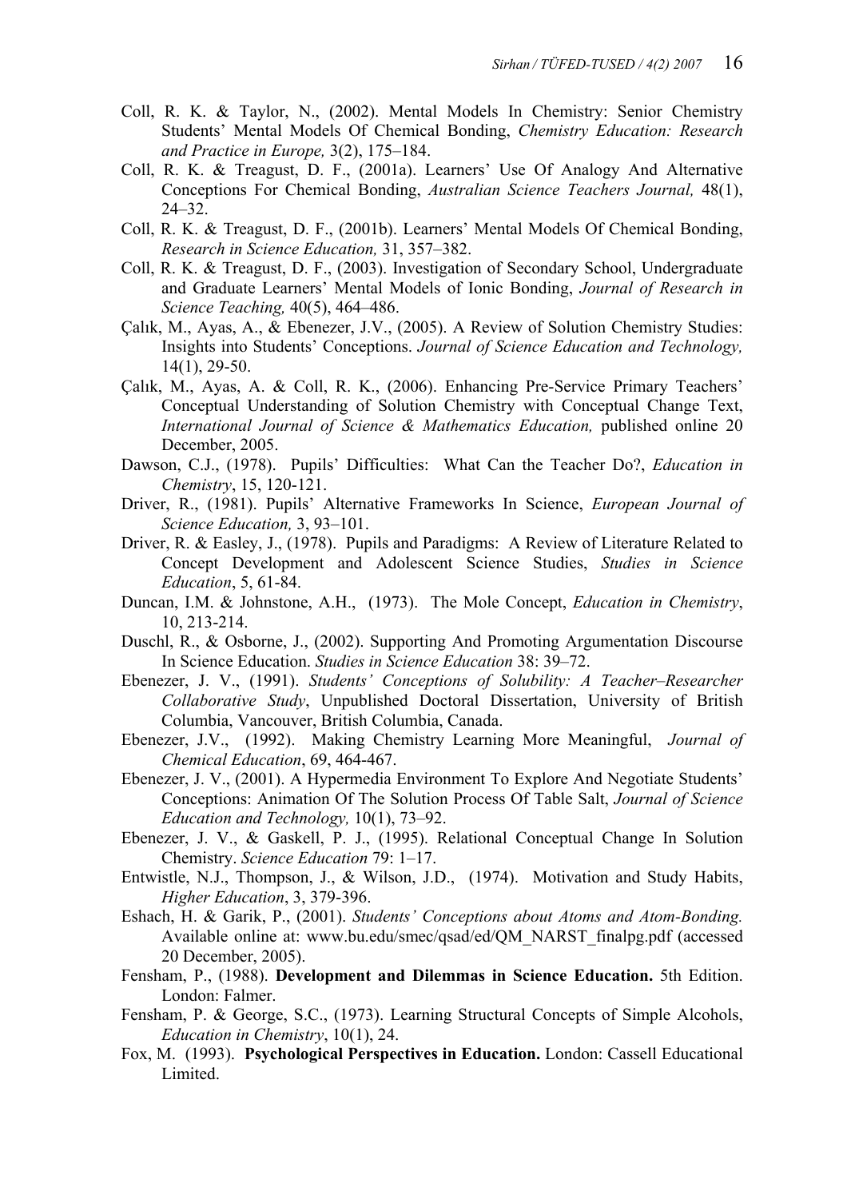Coll, R. K. & Taylor, N., (2002). Mental Models In Chemistry: Senior Chemistry Students' Mental Models Of Chemical Bonding, *Chemistry Education: Research and Practice in Europe,* 3(2), 175–184.

Coll, R. K. & Treagust, D. F., (2001a). Learners' Use Of Analogy And Alternative Conceptions For Chemical Bonding, *Australian Science Teachers Journal,* 48(1), 24–32.

Coll, R. K. & Treagust, D. F., (2001b). Learners' Mental Models Of Chemical Bonding, *Research in Science Education,* 31, 357–382.

Coll, R. K. & Treagust, D. F., (2003). Investigation of Secondary School, Undergraduate and Graduate Learners' Mental Models of Ionic Bonding, *Journal of Research in Science Teaching,* 40(5), 464–486.

Çalık, M., Ayas, A., & Ebenezer, J.V., (2005). A Review of Solution Chemistry Studies: Insights into Students' Conceptions. *Journal of Science Education and Technology,* 14(1), 29-50.

Çalık, M., Ayas, A. & Coll, R. K., (2006). Enhancing Pre-Service Primary Teachers' Conceptual Understanding of Solution Chemistry with Conceptual Change Text, *International Journal of Science & Mathematics Education,* published online 20 December, 2005.

Dawson, C.J., (1978). Pupils' Difficulties: What Can the Teacher Do?, *Education in Chemistry*, 15, 120-121.

Driver, R., (1981). Pupils' Alternative Frameworks In Science, *European Journal of Science Education,* 3, 93–101.

Driver, R. & Easley, J., (1978). Pupils and Paradigms: A Review of Literature Related to Concept Development and Adolescent Science Studies, *Studies in Science Education*, 5, 61-84.

Duncan, I.M. & Johnstone, A.H., (1973). The Mole Concept, *Education in Chemistry*, 10, 213-214.

Duschl, R., & Osborne, J., (2002). Supporting And Promoting Argumentation Discourse In Science Education. *Studies in Science Education* 38: 39–72.

Ebenezer, J. V., (1991). *Students' Conceptions of Solubility: A Teacher–Researcher Collaborative Study*, Unpublished Doctoral Dissertation, University of British Columbia, Vancouver, British Columbia, Canada.

Ebenezer, J.V., (1992). Making Chemistry Learning More Meaningful, *Journal of Chemical Education*, 69, 464-467.

Ebenezer, J. V., (2001). A Hypermedia Environment To Explore And Negotiate Students' Conceptions: Animation Of The Solution Process Of Table Salt, *Journal of Science Education and Technology,* 10(1), 73–92.

Ebenezer, J. V., & Gaskell, P. J., (1995). Relational Conceptual Change In Solution Chemistry. *Science Education* 79: 1–17.

Entwistle, N.J., Thompson, J., & Wilson, J.D., (1974). Motivation and Study Habits, *Higher Education*, 3, 379-396.

Eshach, H. & Garik, P., (2001). *Students' Conceptions about Atoms and Atom-Bonding.* Available online at: www.bu.edu/smec/qsad/ed/QM_NARST_finalpg.pdf (accessed 20 December, 2005).

Fensham, P., (1988). **Development and Dilemmas in Science Education.** 5th Edition. London: Falmer.

Fensham, P. & George, S.C., (1973). Learning Structural Concepts of Simple Alcohols, *Education in Chemistry*, 10(1), 24.

Fox, M. (1993). **Psychological Perspectives in Education.** London: Cassell Educational Limited.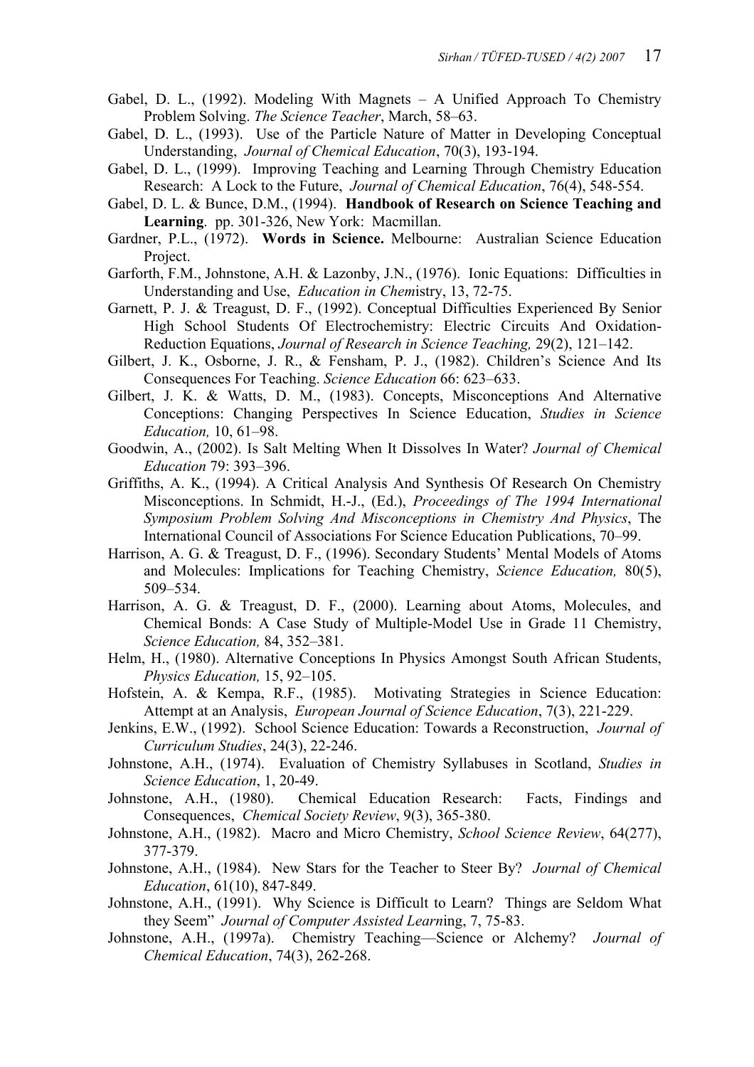Gabel, D. L., (1992). Modeling With Magnets – A Unified Approach To Chemistry Problem Solving. *The Science Teacher*, March, 58–63.

Gabel, D. L., (1993). Use of the Particle Nature of Matter in Developing Conceptual Understanding, *Journal of Chemical Education*, 70(3), 193-194.

Gabel, D. L., (1999). Improving Teaching and Learning Through Chemistry Education Research: A Lock to the Future, *Journal of Chemical Education*, 76(4), 548-554.

Gabel, D. L. & Bunce, D.M., (1994). **Handbook of Research on Science Teaching and Learning**. pp. 301-326, New York: Macmillan.

Gardner, P.L., (1972). **Words in Science.** Melbourne: Australian Science Education Project.

Garforth, F.M., Johnstone, A.H. & Lazonby, J.N., (1976). Ionic Equations: Difficulties in Understanding and Use, *Education in Chem*istry, 13, 72-75.

Garnett, P. J. & Treagust, D. F., (1992). Conceptual Difficulties Experienced By Senior High School Students Of Electrochemistry: Electric Circuits And Oxidation-Reduction Equations, *Journal of Research in Science Teaching,* 29(2), 121–142.

Gilbert, J. K., Osborne, J. R., & Fensham, P. J., (1982). Children's Science And Its Consequences For Teaching. *Science Education* 66: 623–633.

Gilbert, J. K. & Watts, D. M., (1983). Concepts, Misconceptions And Alternative Conceptions: Changing Perspectives In Science Education, *Studies in Science Education,* 10, 61–98.

Goodwin, A., (2002). Is Salt Melting When It Dissolves In Water? *Journal of Chemical Education* 79: 393–396.

Griffiths, A. K., (1994). A Critical Analysis And Synthesis Of Research On Chemistry Misconceptions. In Schmidt, H.-J., (Ed.), *Proceedings of The 1994 International Symposium Problem Solving And Misconceptions in Chemistry And Physics*, The International Council of Associations For Science Education Publications, 70–99.

Harrison, A. G. & Treagust, D. F., (1996). Secondary Students' Mental Models of Atoms and Molecules: Implications for Teaching Chemistry, *Science Education,* 80(5), 509–534.

Harrison, A. G. & Treagust, D. F., (2000). Learning about Atoms, Molecules, and Chemical Bonds: A Case Study of Multiple-Model Use in Grade 11 Chemistry, *Science Education,* 84, 352–381.

Helm, H., (1980). Alternative Conceptions In Physics Amongst South African Students, *Physics Education,* 15, 92–105.

Hofstein, A. & Kempa, R.F., (1985). Motivating Strategies in Science Education: Attempt at an Analysis, *European Journal of Science Education*, 7(3), 221-229.

Jenkins, E.W., (1992). School Science Education: Towards a Reconstruction, *Journal of Curriculum Studies*, 24(3), 22-246.

Johnstone, A.H., (1974). Evaluation of Chemistry Syllabuses in Scotland, *Studies in Science Education*, 1, 20-49.

Johnstone, A.H., (1980). Chemical Education Research: Facts, Findings and Consequences, *Chemical Society Review*, 9(3), 365-380.

Johnstone, A.H., (1982). Macro and Micro Chemistry, *School Science Review*, 64(277), 377-379.

Johnstone, A.H., (1984). New Stars for the Teacher to Steer By? *Journal of Chemical Education*, 61(10), 847-849.

Johnstone, A.H., (1991). Why Science is Difficult to Learn? Things are Seldom What they Seem" *Journal of Computer Assisted Learn*ing, 7, 75-83.

Johnstone, A.H., (1997a). Chemistry Teaching—Science or Alchemy? *Journal of Chemical Education*, 74(3), 262-268.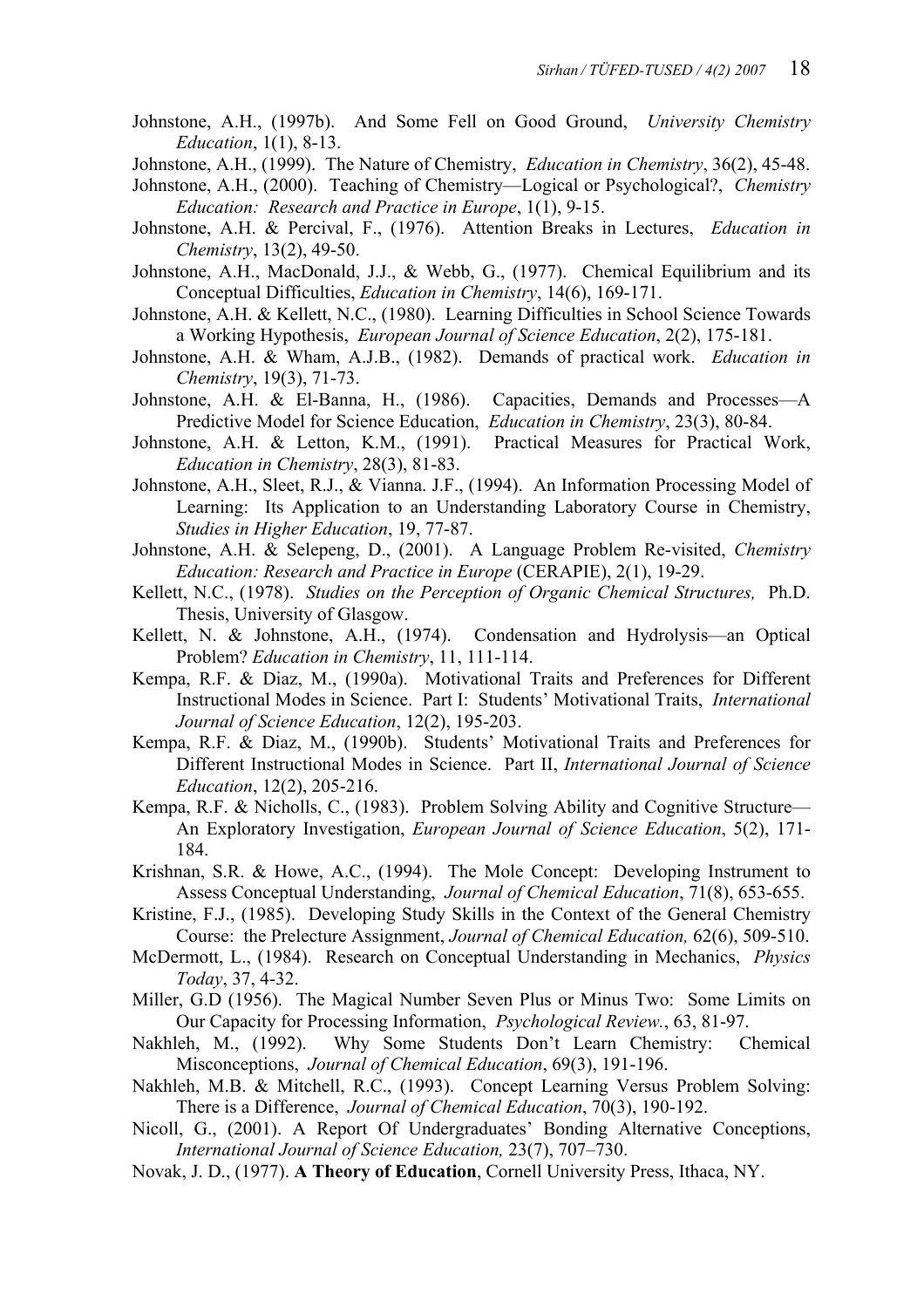Johnstone, A.H., (1997b). And Some Fell on Good Ground, *University Chemistry Education*, 1(1), 8-13.

Johnstone, A.H., (1999). The Nature of Chemistry, *Education in Chemistry*, 36(2), 45-48.

Johnstone, A.H., (2000). Teaching of Chemistry—Logical or Psychological?, *Chemistry Education: Research and Practice in Europe*, 1(1), 9-15.

Johnstone, A.H. & Percival, F., (1976). Attention Breaks in Lectures, *Education in Chemistry*, 13(2), 49-50.

Johnstone, A.H., MacDonald, J.J., & Webb, G., (1977). Chemical Equilibrium and its Conceptual Difficulties, *Education in Chemistry*, 14(6), 169-171.

Johnstone, A.H. & Kellett, N.C., (1980). Learning Difficulties in School Science Towards a Working Hypothesis, *European Journal of Science Education*, 2(2), 175-181.

Johnstone, A.H. & Wham, A.J.B., (1982). Demands of practical work. *Education in Chemistry*, 19(3), 71-73.

Johnstone, A.H. & El-Banna, H., (1986). Capacities, Demands and Processes—A Predictive Model for Science Education, *Education in Chemistry*, 23(3), 80-84.

Johnstone, A.H. & Letton, K.M., (1991). Practical Measures for Practical Work, *Education in Chemistry*, 28(3), 81-83.

Johnstone, A.H., Sleet, R.J., & Vianna. J.F., (1994). An Information Processing Model of Learning: Its Application to an Understanding Laboratory Course in Chemistry, *Studies in Higher Education*, 19, 77-87.

Johnstone, A.H. & Selepeng, D., (2001). A Language Problem Re-visited, *Chemistry Education: Research and Practice in Europe* (CERAPIE), 2(1), 19-29.

Kellett, N.C., (1978). *Studies on the Perception of Organic Chemical Structures,* Ph.D. Thesis, University of Glasgow.

Kellett, N. & Johnstone, A.H., (1974). Condensation and Hydrolysis—an Optical Problem? *Education in Chemistry*, 11, 111-114.

Kempa, R.F. & Diaz, M., (1990a). Motivational Traits and Preferences for Different Instructional Modes in Science. Part I: Students' Motivational Traits, *International Journal of Science Education*, 12(2), 195-203.

Kempa, R.F. & Diaz, M., (1990b). Students' Motivational Traits and Preferences for Different Instructional Modes in Science. Part II, *International Journal of Science Education*, 12(2), 205-216.

Kempa, R.F. & Nicholls, C., (1983). Problem Solving Ability and Cognitive Structure—An Exploratory Investigation, *European Journal of Science Education*, 5(2), 171-184.

Krishnan, S.R. & Howe, A.C., (1994). The Mole Concept: Developing Instrument to Assess Conceptual Understanding, *Journal of Chemical Education*, 71(8), 653-655.

Kristine, F.J., (1985). Developing Study Skills in the Context of the General Chemistry Course: the Prelecture Assignment, *Journal of Chemical Education,* 62(6), 509-510.

McDermott, L., (1984). Research on Conceptual Understanding in Mechanics, *Physics Today*, 37, 4-32.

Miller, G.D (1956). The Magical Number Seven Plus or Minus Two: Some Limits on Our Capacity for Processing Information, *Psychological Review.*, 63, 81-97.

Nakhleh, M., (1992). Why Some Students Don't Learn Chemistry: Chemical Misconceptions, *Journal of Chemical Education*, 69(3), 191-196.

Nakhleh, M.B. & Mitchell, R.C., (1993). Concept Learning Versus Problem Solving: There is a Difference, *Journal of Chemical Education*, 70(3), 190-192.

Nicoll, G., (2001). A Report Of Undergraduates' Bonding Alternative Conceptions, *International Journal of Science Education,* 23(7), 707–730.

Novak, J. D., (1977). **A Theory of Education**, Cornell University Press, Ithaca, NY.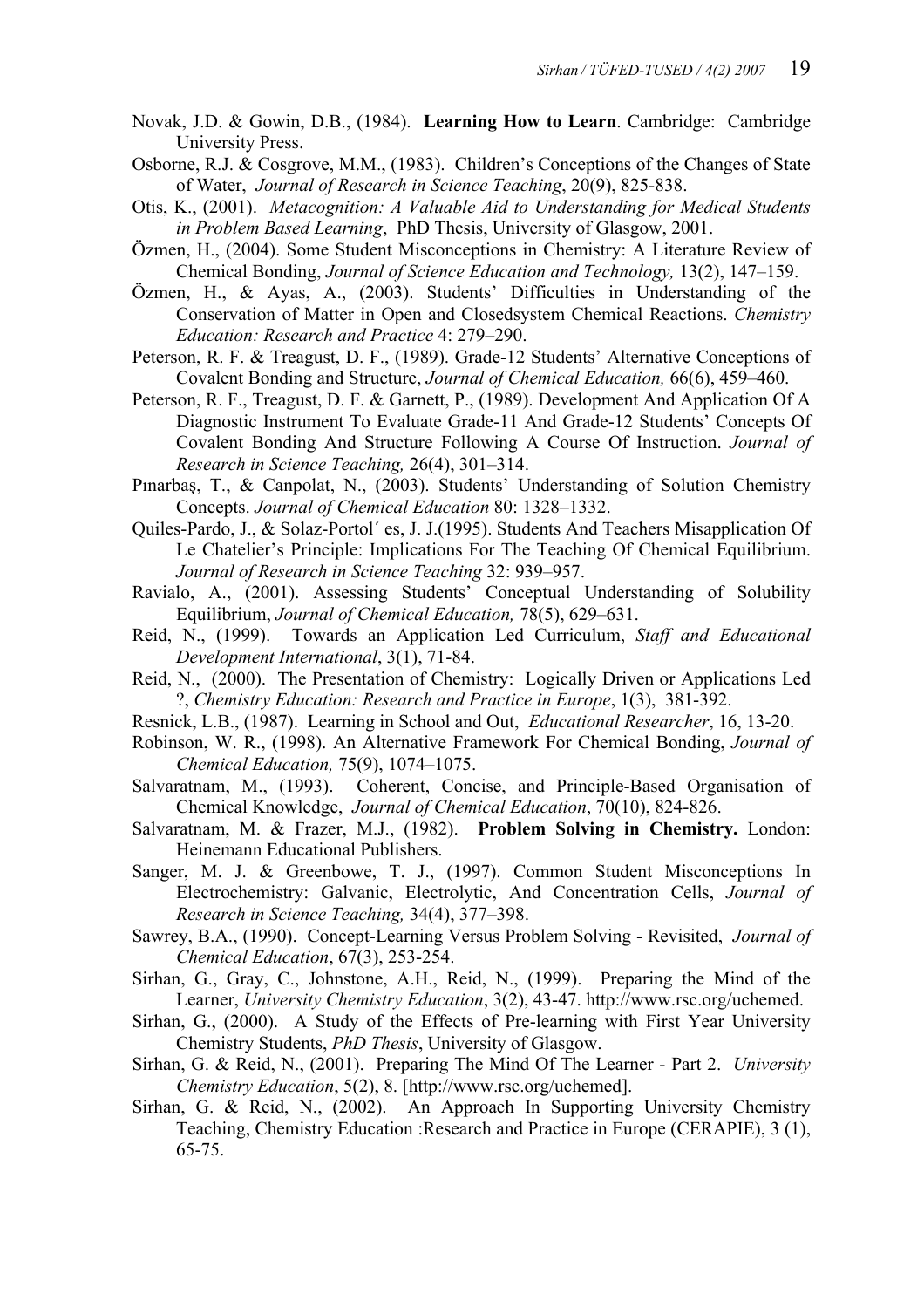Novak, J.D. & Gowin, D.B., (1984). **Learning How to Learn**. Cambridge: Cambridge University Press.

Osborne, R.J. & Cosgrove, M.M., (1983). Children's Conceptions of the Changes of State of Water, *Journal of Research in Science Teaching*, 20(9), 825-838.

Otis, K., (2001). *Metacognition: A Valuable Aid to Understanding for Medical Students in Problem Based Learning*, PhD Thesis, University of Glasgow, 2001.

Özmen, H., (2004). Some Student Misconceptions in Chemistry: A Literature Review of Chemical Bonding, *Journal of Science Education and Technology,* 13(2), 147–159.

Özmen, H., & Ayas, A., (2003). Students' Difficulties in Understanding of the Conservation of Matter in Open and Closedsystem Chemical Reactions. *Chemistry Education: Research and Practice* 4: 279–290.

Peterson, R. F. & Treagust, D. F., (1989). Grade-12 Students' Alternative Conceptions of Covalent Bonding and Structure, *Journal of Chemical Education,* 66(6), 459–460.

Peterson, R. F., Treagust, D. F. & Garnett, P., (1989). Development And Application Of A Diagnostic Instrument To Evaluate Grade-11 And Grade-12 Students' Concepts Of Covalent Bonding And Structure Following A Course Of Instruction. *Journal of Research in Science Teaching,* 26(4), 301–314.

Pınarbaş, T., & Canpolat, N., (2003). Students' Understanding of Solution Chemistry Concepts. *Journal of Chemical Education* 80: 1328–1332.

Quiles-Pardo, J., & Solaz-Portol´ es, J. J.(1995). Students And Teachers Misapplication Of Le Chatelier's Principle: Implications For The Teaching Of Chemical Equilibrium. *Journal of Research in Science Teaching* 32: 939–957.

Ravialo, A., (2001). Assessing Students' Conceptual Understanding of Solubility Equilibrium, *Journal of Chemical Education,* 78(5), 629–631.

Reid, N., (1999). Towards an Application Led Curriculum, *Staff and Educational Development International*, 3(1), 71-84.

Reid, N., (2000). The Presentation of Chemistry: Logically Driven or Applications Led ?, *Chemistry Education: Research and Practice in Europe*, 1(3), 381-392.

Resnick, L.B., (1987). Learning in School and Out, *Educational Researcher*, 16, 13-20.

Robinson, W. R., (1998). An Alternative Framework For Chemical Bonding, *Journal of Chemical Education,* 75(9), 1074–1075.

Salvaratnam, M., (1993). Coherent, Concise, and Principle-Based Organisation of Chemical Knowledge, *Journal of Chemical Education*, 70(10), 824-826.

Salvaratnam, M. & Frazer, M.J., (1982). **Problem Solving in Chemistry.** London: Heinemann Educational Publishers.

Sanger, M. J. & Greenbowe, T. J., (1997). Common Student Misconceptions In Electrochemistry: Galvanic, Electrolytic, And Concentration Cells, *Journal of Research in Science Teaching,* 34(4), 377–398.

Sawrey, B.A., (1990). Concept-Learning Versus Problem Solving - Revisited, *Journal of Chemical Education*, 67(3), 253-254.

Sirhan, G., Gray, C., Johnstone, A.H., Reid, N., (1999). Preparing the Mind of the Learner, *University Chemistry Education*, 3(2), 43-47. http://www.rsc.org/uchemed.

Sirhan, G., (2000). A Study of the Effects of Pre-learning with First Year University Chemistry Students, *PhD Thesis*, University of Glasgow.

Sirhan, G. & Reid, N., (2001). Preparing The Mind Of The Learner - Part 2. *University Chemistry Education*, 5(2), 8. [http://www.rsc.org/uchemed].

Sirhan, G. & Reid, N., (2002). An Approach In Supporting University Chemistry Teaching, Chemistry Education :Research and Practice in Europe (CERAPIE), 3 (1), 65-75.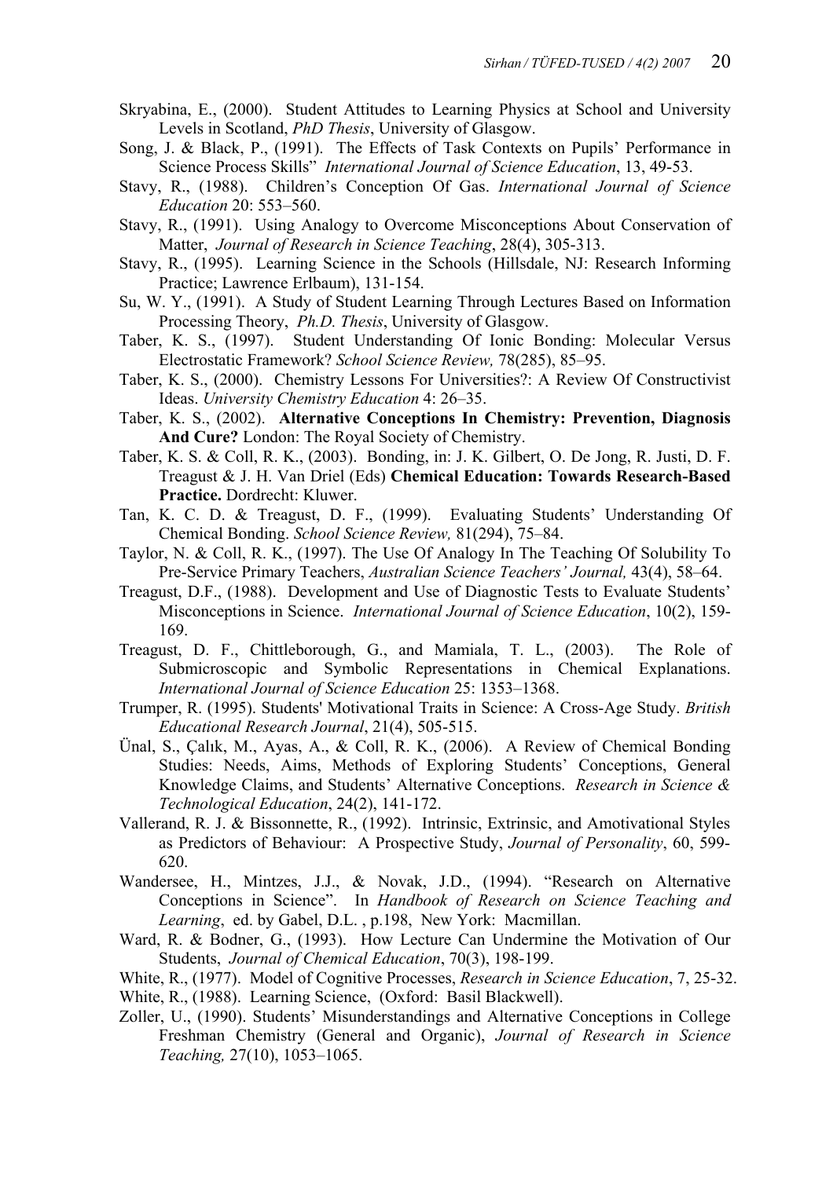Skryabina, E., (2000). Student Attitudes to Learning Physics at School and University Levels in Scotland, *PhD Thesis*, University of Glasgow.

Song, J. & Black, P., (1991). The Effects of Task Contexts on Pupils' Performance in Science Process Skills" *International Journal of Science Education*, 13, 49-53.

Stavy, R., (1988). Children's Conception Of Gas. *International Journal of Science Education* 20: 553–560.

Stavy, R., (1991). Using Analogy to Overcome Misconceptions About Conservation of Matter, *Journal of Research in Science Teaching*, 28(4), 305-313.

Stavy, R., (1995). Learning Science in the Schools (Hillsdale, NJ: Research Informing Practice; Lawrence Erlbaum), 131-154.

Su, W. Y., (1991). A Study of Student Learning Through Lectures Based on Information Processing Theory, *Ph.D. Thesis*, University of Glasgow.

Taber, K. S., (1997). Student Understanding Of Ionic Bonding: Molecular Versus Electrostatic Framework? *School Science Review,* 78(285), 85–95.

Taber, K. S., (2000). Chemistry Lessons For Universities?: A Review Of Constructivist Ideas. *University Chemistry Education* 4: 26–35.

Taber, K. S., (2002). **Alternative Conceptions In Chemistry: Prevention, Diagnosis And Cure?** London: The Royal Society of Chemistry.

Taber, K. S. & Coll, R. K., (2003). Bonding, in: J. K. Gilbert, O. De Jong, R. Justi, D. F. Treagust & J. H. Van Driel (Eds) **Chemical Education: Towards Research-Based Practice.** Dordrecht: Kluwer.

Tan, K. C. D. & Treagust, D. F., (1999). Evaluating Students' Understanding Of Chemical Bonding. *School Science Review,* 81(294), 75–84.

Taylor, N. & Coll, R. K., (1997). The Use Of Analogy In The Teaching Of Solubility To Pre-Service Primary Teachers, *Australian Science Teachers' Journal,* 43(4), 58–64.

Treagust, D.F., (1988). Development and Use of Diagnostic Tests to Evaluate Students' Misconceptions in Science. *International Journal of Science Education*, 10(2), 159-169.

Treagust, D. F., Chittleborough, G., and Mamiala, T. L., (2003). The Role of Submicroscopic and Symbolic Representations in Chemical Explanations. *International Journal of Science Education* 25: 1353–1368.

Trumper, R. (1995). Students' Motivational Traits in Science: A Cross-Age Study. *British Educational Research Journal*, 21(4), 505-515.

Ünal, S., Çalık, M., Ayas, A., & Coll, R. K., (2006). A Review of Chemical Bonding Studies: Needs, Aims, Methods of Exploring Students' Conceptions, General Knowledge Claims, and Students' Alternative Conceptions. *Research in Science & Technological Education*, 24(2), 141-172.

Vallerand, R. J. & Bissonnette, R., (1992). Intrinsic, Extrinsic, and Amotivational Styles as Predictors of Behaviour: A Prospective Study, *Journal of Personality*, 60, 599-620.

Wandersee, H., Mintzes, J.J., & Novak, J.D., (1994). "Research on Alternative Conceptions in Science". In *Handbook of Research on Science Teaching and Learning*, ed. by Gabel, D.L. , p.198, New York: Macmillan.

Ward, R. & Bodner, G., (1993). How Lecture Can Undermine the Motivation of Our Students, *Journal of Chemical Education*, 70(3), 198-199.

White, R., (1977). Model of Cognitive Processes, *Research in Science Education*, 7, 25-32.

White, R., (1988). Learning Science, (Oxford: Basil Blackwell).

Zoller, U., (1990). Students' Misunderstandings and Alternative Conceptions in College Freshman Chemistry (General and Organic), *Journal of Research in Science Teaching,* 27(10), 1053–1065.